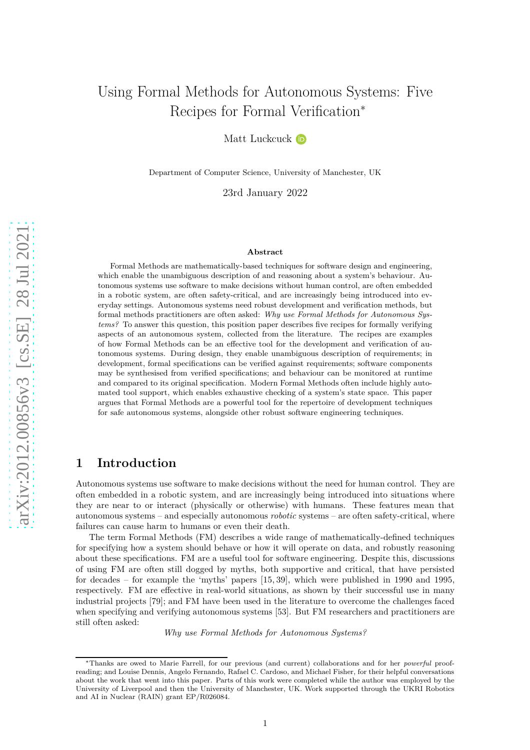# Using Formal Methods for Autonomous Systems: Five Recipes for Formal Verification*

Matt Luckcuck

Department of Computer Science, University of Manchester, UK

23rd January 2022

## Abstract

Formal Methods are mathematically-based techniques for software design and engineering, which enable the unambiguous description of and reasoning about a system's behaviour. Autonomous systems use software to make decisions without human control, are often embedded in a robotic system, are often safety-critical, and are increasingly being introduced into everyday settings. Autonomous systems need robust development and verification methods, but formal methods practitioners are often asked: *Why use Formal Methods for Autonomous Systems?* To answer this question, this position paper describes five recipes for formally verifying aspects of an autonomous system, collected from the literature. The recipes are examples of how Formal Methods can be an effective tool for the development and verification of autonomous systems. During design, they enable unambiguous description of requirements; in development, formal specifications can be verified against requirements; software components may be synthesised from verified specifications; and behaviour can be monitored at runtime and compared to its original specification. Modern Formal Methods often include highly automated tool support, which enables exhaustive checking of a system's state space. This paper argues that Formal Methods are a powerful tool for the repertoire of development techniques for safe autonomous systems, alongside other robust software engineering techniques.

## 1 Introduction

Autonomous systems use software to make decisions without the need for human control. They are often embedded in a robotic system, and are increasingly being introduced into situations where they are near to or interact (physically or otherwise) with humans. These features mean that autonomous systems – and especially autonomous *robotic* systems – are often safety-critical, where failures can cause harm to humans or even their death.

The term Formal Methods (FM) describes a wide range of mathematically-defined techniques for specifying how a system should behave or how it will operate on data, and robustly reasoning about these specifications. FM are a useful tool for software engineering. Despite this, discussions of using FM are often still dogged by myths, both supportive and critical, that have persisted for decades – for example the 'myths' papers [15, 39], which were published in 1990 and 1995, respectively. FM are effective in real-world situations, as shown by their successful use in many industrial projects [79]; and FM have been used in the literature to overcome the challenges faced when specifying and verifying autonomous systems [53]. But FM researchers and practitioners are still often asked:

*Why use Formal Methods for Autonomous Systems?*

*Thanks are owed to Marie Farrell, for our previous (and current) collaborations and for her *powerful* proof-reading; and Louise Dennis, Angelo Fernando, Rafael C. Cardoso, and Michael Fisher, for their helpful conversations about the work that went into this paper. Parts of this work were completed while the author was employed by the University of Liverpool and then the University of Manchester, UK. Work supported through the UKRI Robotics and AI in Nuclear (RAIN) grant EP/R026084.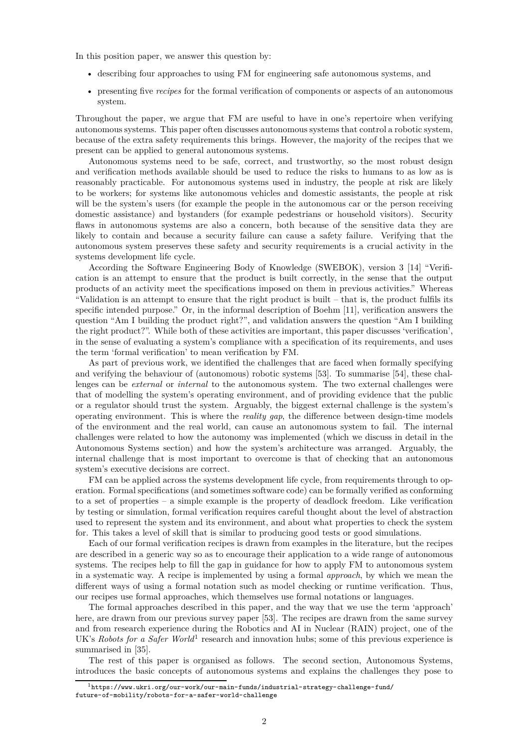In this position paper, we answer this question by:

- describing four approaches to using FM for engineering safe autonomous systems, and
- presenting five *recipes* for the formal verification of components or aspects of an autonomous system.

Throughout the paper, we argue that FM are useful to have in one's repertoire when verifying autonomous systems. This paper often discusses autonomous systems that control a robotic system, because of the extra safety requirements this brings. However, the majority of the recipes that we present can be applied to general autonomous systems.

Autonomous systems need to be safe, correct, and trustworthy, so the most robust design and verification methods available should be used to reduce the risks to humans to as low as is reasonably practicable. For autonomous systems used in industry, the people at risk are likely to be workers; for systems like autonomous vehicles and domestic assistants, the people at risk will be the system's users (for example the people in the autonomous car or the person receiving domestic assistance) and bystanders (for example pedestrians or household visitors). Security flaws in autonomous systems are also a concern, both because of the sensitive data they are likely to contain and because a security failure can cause a safety failure. Verifying that the autonomous system preserves these safety and security requirements is a crucial activity in the systems development life cycle.

According the Software Engineering Body of Knowledge (SWEBOK), version 3 [14] "Verification is an attempt to ensure that the product is built correctly, in the sense that the output products of an activity meet the specifications imposed on them in previous activities." Whereas "Validation is an attempt to ensure that the right product is built – that is, the product fulfils its specific intended purpose." Or, in the informal description of Boehm [11], verification answers the question "Am I building the product right?", and validation answers the question "Am I building the right product?". While both of these activities are important, this paper discusses 'verification', in the sense of evaluating a system's compliance with a specification of its requirements, and uses the term 'formal verification' to mean verification by FM.

As part of previous work, we identified the challenges that are faced when formally specifying and verifying the behaviour of (autonomous) robotic systems [53]. To summarise [54], these challenges can be *external* or *internal* to the autonomous system. The two external challenges were that of modelling the system's operating environment, and of providing evidence that the public or a regulator should trust the system. Arguably, the biggest external challenge is the system's operating environment. This is where the *reality gap*, the difference between design-time models of the environment and the real world, can cause an autonomous system to fail. The internal challenges were related to how the autonomy was implemented (which we discuss in detail in the Autonomous Systems section) and how the system's architecture was arranged. Arguably, the internal challenge that is most important to overcome is that of checking that an autonomous system's executive decisions are correct.

FM can be applied across the systems development life cycle, from requirements through to operation. Formal specifications (and sometimes software code) can be formally verified as conforming to a set of properties – a simple example is the property of deadlock freedom. Like verification by testing or simulation, formal verification requires careful thought about the level of abstraction used to represent the system and its environment, and about what properties to check the system for. This takes a level of skill that is similar to producing good tests or good simulations.

Each of our formal verification recipes is drawn from examples in the literature, but the recipes are described in a generic way so as to encourage their application to a wide range of autonomous systems. The recipes help to fill the gap in guidance for how to apply FM to autonomous system in a systematic way. A recipe is implemented by using a formal *approach*, by which we mean the different ways of using a formal notation such as model checking or runtime verification. Thus, our recipes use formal approaches, which themselves use formal notations or languages.

The formal approaches described in this paper, and the way that we use the term 'approach' here, are drawn from our previous survey paper [53]. The recipes are drawn from the same survey and from research experience during the Robotics and AI in Nuclear (RAIN) project, one of the UK's *Robots for a Safer World*[1] research and innovation hubs; some of this previous experience is summarised in [35].

The rest of this paper is organised as follows. The second section, Autonomous Systems, introduces the basic concepts of autonomous systems and explains the challenges they pose to

[1] https://www.ukri.org/our-work/our-main-funds/industrial-strategy-challenge-fund/future-of-mobility/robots-for-a-safer-world-challenge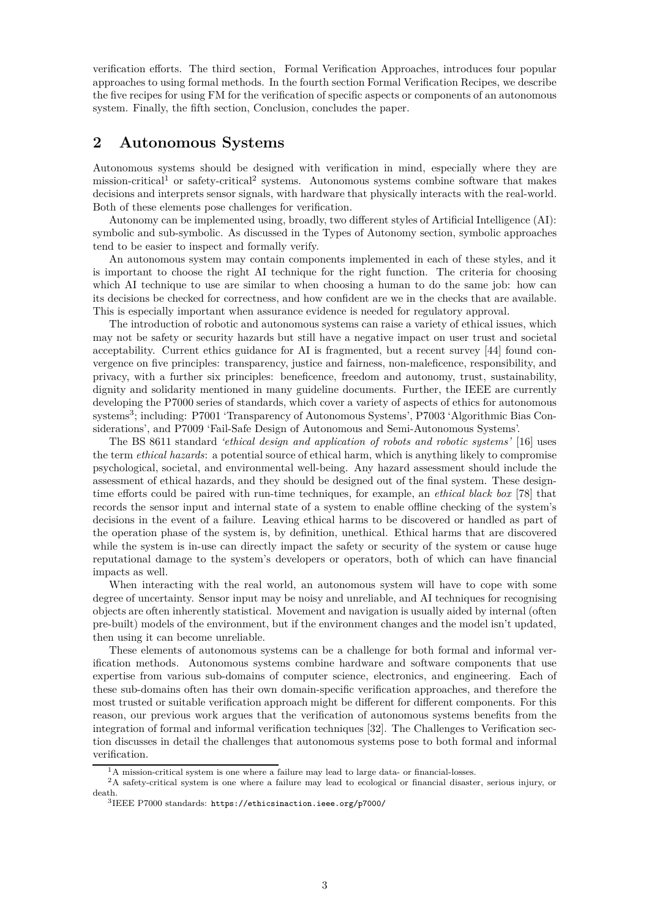verification efforts. The third section, Formal Verification Approaches, introduces four popular approaches to using formal methods. In the fourth section Formal Verification Recipes, we describe the five recipes for using FM for the verification of specific aspects or components of an autonomous system. Finally, the fifth section, Conclusion, concludes the paper.

## 2 Autonomous Systems

Autonomous systems should be designed with verification in mind, especially where they are mission-critical[1] or safety-critical[2] systems. Autonomous systems combine software that makes decisions and interprets sensor signals, with hardware that physically interacts with the real-world. Both of these elements pose challenges for verification.

Autonomy can be implemented using, broadly, two different styles of Artificial Intelligence (AI): symbolic and sub-symbolic. As discussed in the Types of Autonomy section, symbolic approaches tend to be easier to inspect and formally verify.

An autonomous system may contain components implemented in each of these styles, and it is important to choose the right AI technique for the right function. The criteria for choosing which AI technique to use are similar to when choosing a human to do the same job: how can its decisions be checked for correctness, and how confident are we in the checks that are available. This is especially important when assurance evidence is needed for regulatory approval.

The introduction of robotic and autonomous systems can raise a variety of ethical issues, which may not be safety or security hazards but still have a negative impact on user trust and societal acceptability. Current ethics guidance for AI is fragmented, but a recent survey [44] found convergence on five principles: transparency, justice and fairness, non-maleficence, responsibility, and privacy, with a further six principles: beneficence, freedom and autonomy, trust, sustainability, dignity and solidarity mentioned in many guideline documents. Further, the IEEE are currently developing the P7000 series of standards, which cover a variety of aspects of ethics for autonomous systems[3]; including: P7001 'Transparency of Autonomous Systems', P7003 'Algorithmic Bias Considerations', and P7009 'Fail-Safe Design of Autonomous and Semi-Autonomous Systems'.

The BS 8611 standard *'ethical design and application of robots and robotic systems'* [16] uses the term *ethical hazards*: a potential source of ethical harm, which is anything likely to compromise psychological, societal, and environmental well-being. Any hazard assessment should include the assessment of ethical hazards, and they should be designed out of the final system. These design-time efforts could be paired with run-time techniques, for example, an *ethical black box* [78] that records the sensor input and internal state of a system to enable offline checking of the system's decisions in the event of a failure. Leaving ethical harms to be discovered or handled as part of the operation phase of the system is, by definition, unethical. Ethical harms that are discovered while the system is in-use can directly impact the safety or security of the system or cause huge reputational damage to the system's developers or operators, both of which can have financial impacts as well.

When interacting with the real world, an autonomous system will have to cope with some degree of uncertainty. Sensor input may be noisy and unreliable, and AI techniques for recognising objects are often inherently statistical. Movement and navigation is usually aided by internal (often pre-built) models of the environment, but if the environment changes and the model isn't updated, then using it can become unreliable.

These elements of autonomous systems can be a challenge for both formal and informal verification methods. Autonomous systems combine hardware and software components that use expertise from various sub-domains of computer science, electronics, and engineering. Each of these sub-domains often has their own domain-specific verification approaches, and therefore the most trusted or suitable verification approach might be different for different components. For this reason, our previous work argues that the verification of autonomous systems benefits from the integration of formal and informal verification techniques [32]. The Challenges to Verification section discusses in detail the challenges that autonomous systems pose to both formal and informal verification.

[1] A mission-critical system is one where a failure may lead to large data- or financial-losses.

[2] A safety-critical system is one where a failure may lead to ecological or financial disaster, serious injury, or death.

[3] IEEE P7000 standards: https://ethicsinaction.ieee.org/p7000/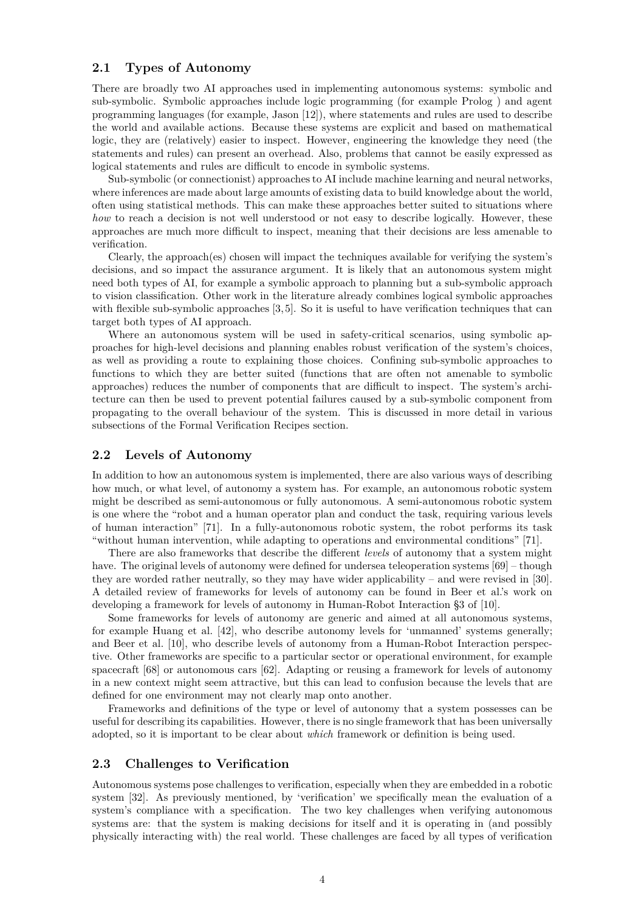## 2.1 Types of Autonomy

There are broadly two AI approaches used in implementing autonomous systems: symbolic and sub-symbolic. Symbolic approaches include logic programming (for example Prolog ) and agent programming languages (for example, Jason [12]), where statements and rules are used to describe the world and available actions. Because these systems are explicit and based on mathematical logic, they are (relatively) easier to inspect. However, engineering the knowledge they need (the statements and rules) can present an overhead. Also, problems that cannot be easily expressed as logical statements and rules are difficult to encode in symbolic systems.

Sub-symbolic (or connectionist) approaches to AI include machine learning and neural networks, where inferences are made about large amounts of existing data to build knowledge about the world, often using statistical methods. This can make these approaches better suited to situations where *how* to reach a decision is not well understood or not easy to describe logically. However, these approaches are much more difficult to inspect, meaning that their decisions are less amenable to verification.

Clearly, the approach(es) chosen will impact the techniques available for verifying the system's decisions, and so impact the assurance argument. It is likely that an autonomous system might need both types of AI, for example a symbolic approach to planning but a sub-symbolic approach to vision classification. Other work in the literature already combines logical symbolic approaches with flexible sub-symbolic approaches [3, 5]. So it is useful to have verification techniques that can target both types of AI approach.

Where an autonomous system will be used in safety-critical scenarios, using symbolic approaches for high-level decisions and planning enables robust verification of the system's choices, as well as providing a route to explaining those choices. Confining sub-symbolic approaches to functions to which they are better suited (functions that are often not amenable to symbolic approaches) reduces the number of components that are difficult to inspect. The system's architecture can then be used to prevent potential failures caused by a sub-symbolic component from propagating to the overall behaviour of the system. This is discussed in more detail in various subsections of the Formal Verification Recipes section.

## 2.2 Levels of Autonomy

In addition to how an autonomous system is implemented, there are also various ways of describing how much, or what level, of autonomy a system has. For example, an autonomous robotic system might be described as semi-autonomous or fully autonomous. A semi-autonomous robotic system is one where the "robot and a human operator plan and conduct the task, requiring various levels of human interaction" [71]. In a fully-autonomous robotic system, the robot performs its task "without human intervention, while adapting to operations and environmental conditions" [71].

There are also frameworks that describe the different *levels* of autonomy that a system might have. The original levels of autonomy were defined for undersea teleoperation systems [69] – though they are worded rather neutrally, so they may have wider applicability – and were revised in [30]. A detailed review of frameworks for levels of autonomy can be found in Beer et al.'s work on developing a framework for levels of autonomy in Human-Robot Interaction §3 of [10].

Some frameworks for levels of autonomy are generic and aimed at all autonomous systems, for example Huang et al. [42], who describe autonomy levels for 'unmanned' systems generally; and Beer et al. [10], who describe levels of autonomy from a Human-Robot Interaction perspective. Other frameworks are specific to a particular sector or operational environment, for example spacecraft [68] or autonomous cars [62]. Adapting or reusing a framework for levels of autonomy in a new context might seem attractive, but this can lead to confusion because the levels that are defined for one environment may not clearly map onto another.

Frameworks and definitions of the type or level of autonomy that a system possesses can be useful for describing its capabilities. However, there is no single framework that has been universally adopted, so it is important to be clear about *which* framework or definition is being used.

## 2.3 Challenges to Verification

Autonomous systems pose challenges to verification, especially when they are embedded in a robotic system [32]. As previously mentioned, by 'verification' we specifically mean the evaluation of a system's compliance with a specification. The two key challenges when verifying autonomous systems are: that the system is making decisions for itself and it is operating in (and possibly physically interacting with) the real world. These challenges are faced by all types of verification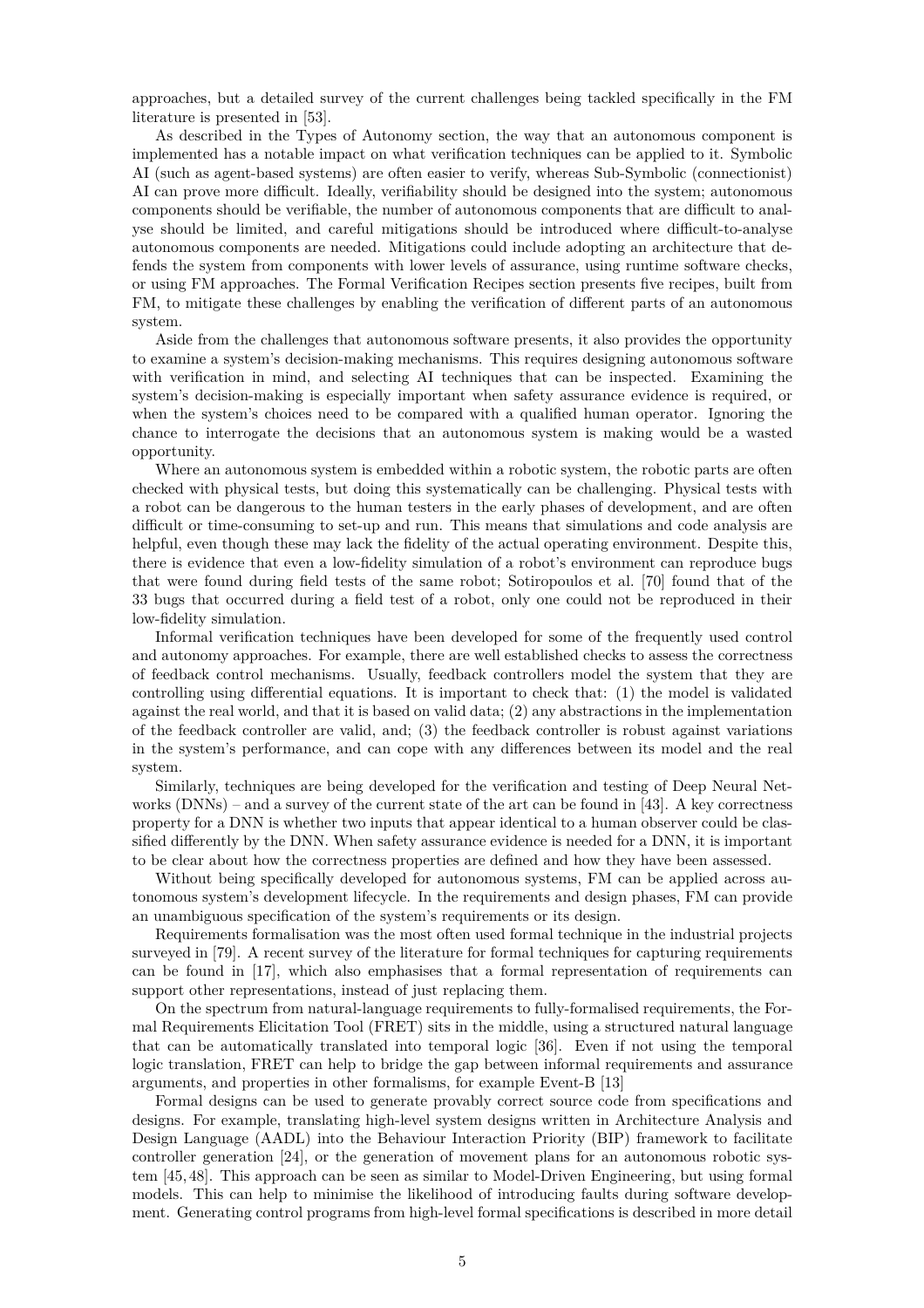approaches, but a detailed survey of the current challenges being tackled specifically in the FM literature is presented in [53].

As described in the Types of Autonomy section, the way that an autonomous component is implemented has a notable impact on what verification techniques can be applied to it. Symbolic AI (such as agent-based systems) are often easier to verify, whereas Sub-Symbolic (connectionist) AI can prove more difficult. Ideally, verifiability should be designed into the system; autonomous components should be verifiable, the number of autonomous components that are difficult to analyse should be limited, and careful mitigations should be introduced where difficult-to-analyse autonomous components are needed. Mitigations could include adopting an architecture that defends the system from components with lower levels of assurance, using runtime software checks, or using FM approaches. The Formal Verification Recipes section presents five recipes, built from FM, to mitigate these challenges by enabling the verification of different parts of an autonomous system.

Aside from the challenges that autonomous software presents, it also provides the opportunity to examine a system's decision-making mechanisms. This requires designing autonomous software with verification in mind, and selecting AI techniques that can be inspected. Examining the system's decision-making is especially important when safety assurance evidence is required, or when the system's choices need to be compared with a qualified human operator. Ignoring the chance to interrogate the decisions that an autonomous system is making would be a wasted opportunity.

Where an autonomous system is embedded within a robotic system, the robotic parts are often checked with physical tests, but doing this systematically can be challenging. Physical tests with a robot can be dangerous to the human testers in the early phases of development, and are often difficult or time-consuming to set-up and run. This means that simulations and code analysis are helpful, even though these may lack the fidelity of the actual operating environment. Despite this, there is evidence that even a low-fidelity simulation of a robot's environment can reproduce bugs that were found during field tests of the same robot; Sotiropoulos et al. [70] found that of the 33 bugs that occurred during a field test of a robot, only one could not be reproduced in their low-fidelity simulation.

Informal verification techniques have been developed for some of the frequently used control and autonomy approaches. For example, there are well established checks to assess the correctness of feedback control mechanisms. Usually, feedback controllers model the system that they are controlling using differential equations. It is important to check that: (1) the model is validated against the real world, and that it is based on valid data; (2) any abstractions in the implementation of the feedback controller are valid, and; (3) the feedback controller is robust against variations in the system's performance, and can cope with any differences between its model and the real system.

Similarly, techniques are being developed for the verification and testing of Deep Neural Networks (DNNs) – and a survey of the current state of the art can be found in [43]. A key correctness property for a DNN is whether two inputs that appear identical to a human observer could be classified differently by the DNN. When safety assurance evidence is needed for a DNN, it is important to be clear about how the correctness properties are defined and how they have been assessed.

Without being specifically developed for autonomous systems, FM can be applied across autonomous system's development lifecycle. In the requirements and design phases, FM can provide an unambiguous specification of the system's requirements or its design.

Requirements formalisation was the most often used formal technique in the industrial projects surveyed in [79]. A recent survey of the literature for formal techniques for capturing requirements can be found in [17], which also emphasises that a formal representation of requirements can support other representations, instead of just replacing them.

On the spectrum from natural-language requirements to fully-formalised requirements, the Formal Requirements Elicitation Tool (FRET) sits in the middle, using a structured natural language that can be automatically translated into temporal logic [36]. Even if not using the temporal logic translation, FRET can help to bridge the gap between informal requirements and assurance arguments, and properties in other formalisms, for example Event-B [13]

Formal designs can be used to generate provably correct source code from specifications and designs. For example, translating high-level system designs written in Architecture Analysis and Design Language (AADL) into the Behaviour Interaction Priority (BIP) framework to facilitate controller generation [24], or the generation of movement plans for an autonomous robotic system [45, 48]. This approach can be seen as similar to Model-Driven Engineering, but using formal models. This can help to minimise the likelihood of introducing faults during software development. Generating control programs from high-level formal specifications is described in more detail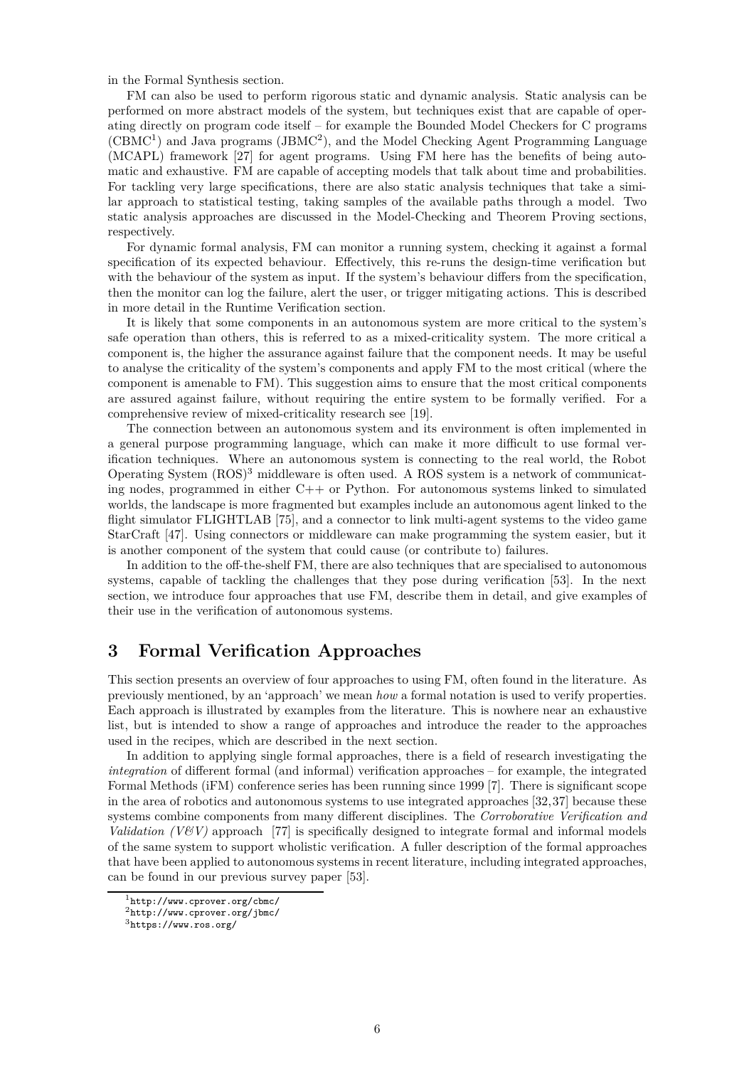in the Formal Synthesis section.

FM can also be used to perform rigorous static and dynamic analysis. Static analysis can be performed on more abstract models of the system, but techniques exist that are capable of operating directly on program code itself – for example the Bounded Model Checkers for C programs (CBMC[1]) and Java programs (JBMC[2]), and the Model Checking Agent Programming Language (MCAPL) framework [27] for agent programs. Using FM here has the benefits of being automatic and exhaustive. FM are capable of accepting models that talk about time and probabilities. For tackling very large specifications, there are also static analysis techniques that take a similar approach to statistical testing, taking samples of the available paths through a model. Two static analysis approaches are discussed in the Model-Checking and Theorem Proving sections, respectively.

For dynamic formal analysis, FM can monitor a running system, checking it against a formal specification of its expected behaviour. Effectively, this re-runs the design-time verification but with the behaviour of the system as input. If the system's behaviour differs from the specification, then the monitor can log the failure, alert the user, or trigger mitigating actions. This is described in more detail in the Runtime Verification section.

It is likely that some components in an autonomous system are more critical to the system's safe operation than others, this is referred to as a mixed-criticality system. The more critical a component is, the higher the assurance against failure that the component needs. It may be useful to analyse the criticality of the system's components and apply FM to the most critical (where the component is amenable to FM). This suggestion aims to ensure that the most critical components are assured against failure, without requiring the entire system to be formally verified. For a comprehensive review of mixed-criticality research see [19].

The connection between an autonomous system and its environment is often implemented in a general purpose programming language, which can make it more difficult to use formal verification techniques. Where an autonomous system is connecting to the real world, the Robot Operating System (ROS)[3] middleware is often used. A ROS system is a network of communicating nodes, programmed in either C++ or Python. For autonomous systems linked to simulated worlds, the landscape is more fragmented but examples include an autonomous agent linked to the flight simulator FLIGHTLAB [75], and a connector to link multi-agent systems to the video game StarCraft [47]. Using connectors or middleware can make programming the system easier, but it is another component of the system that could cause (or contribute to) failures.

In addition to the off-the-shelf FM, there are also techniques that are specialised to autonomous systems, capable of tackling the challenges that they pose during verification [53]. In the next section, we introduce four approaches that use FM, describe them in detail, and give examples of their use in the verification of autonomous systems.

# 3 Formal Verification Approaches

This section presents an overview of four approaches to using FM, often found in the literature. As previously mentioned, by an 'approach' we mean *how* a formal notation is used to verify properties. Each approach is illustrated by examples from the literature. This is nowhere near an exhaustive list, but is intended to show a range of approaches and introduce the reader to the approaches used in the recipes, which are described in the next section.

In addition to applying single formal approaches, there is a field of research investigating the *integration* of different formal (and informal) verification approaches – for example, the integrated Formal Methods (iFM) conference series has been running since 1999 [7]. There is significant scope in the area of robotics and autonomous systems to use integrated approaches [32,37] because these systems combine components from many different disciplines. The *Corroborative Verification and Validation (V&V)* approach [77] is specifically designed to integrate formal and informal models of the same system to support wholistic verification. A fuller description of the formal approaches that have been applied to autonomous systems in recent literature, including integrated approaches, can be found in our previous survey paper [53].

[1] http://www.cprover.org/cbmc/
[2] http://www.cprover.org/jbmc/
[3] https://www.ros.org/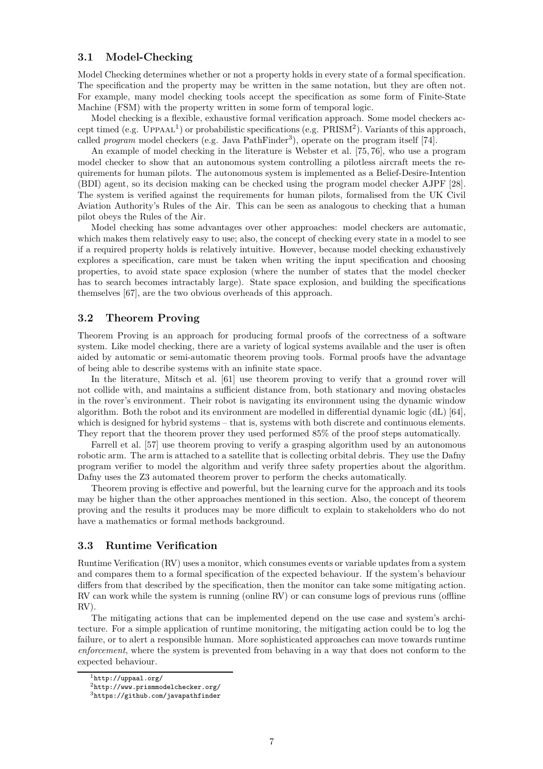### 3.1 Model-Checking

Model Checking determines whether or not a property holds in every state of a formal specification. The specification and the property may be written in the same notation, but they are often not. For example, many model checking tools accept the specification as some form of Finite-State Machine (FSM) with the property written in some form of temporal logic.

Model checking is a flexible, exhaustive formal verification approach. Some model checkers accept timed (e.g. Uppaal[1]) or probabilistic specifications (e.g. PRISM[2]). Variants of this approach, called *program* model checkers (e.g. Java PathFinder[3]), operate on the program itself [74].

An example of model checking in the literature is Webster et al. [75, 76], who use a program model checker to show that an autonomous system controlling a pilotless aircraft meets the requirements for human pilots. The autonomous system is implemented as a Belief-Desire-Intention (BDI) agent, so its decision making can be checked using the program model checker AJPF [28]. The system is verified against the requirements for human pilots, formalised from the UK Civil Aviation Authority's Rules of the Air. This can be seen as analogous to checking that a human pilot obeys the Rules of the Air.

Model checking has some advantages over other approaches: model checkers are automatic, which makes them relatively easy to use; also, the concept of checking every state in a model to see if a required property holds is relatively intuitive. However, because model checking exhaustively explores a specification, care must be taken when writing the input specification and choosing properties, to avoid state space explosion (where the number of states that the model checker has to search becomes intractably large). State space explosion, and building the specifications themselves [67], are the two obvious overheads of this approach.

### 3.2 Theorem Proving

Theorem Proving is an approach for producing formal proofs of the correctness of a software system. Like model checking, there are a variety of logical systems available and the user is often aided by automatic or semi-automatic theorem proving tools. Formal proofs have the advantage of being able to describe systems with an infinite state space.

In the literature, Mitsch et al. [61] use theorem proving to verify that a ground rover will not collide with, and maintains a sufficient distance from, both stationary and moving obstacles in the rover's environment. Their robot is navigating its environment using the dynamic window algorithm. Both the robot and its environment are modelled in differential dynamic logic (dL) [64], which is designed for hybrid systems – that is, systems with both discrete and continuous elements. They report that the theorem prover they used performed 85% of the proof steps automatically.

Farrell et al. [57] use theorem proving to verify a grasping algorithm used by an autonomous robotic arm. The arm is attached to a satellite that is collecting orbital debris. They use the Dafny program verifier to model the algorithm and verify three safety properties about the algorithm. Dafny uses the Z3 automated theorem prover to perform the checks automatically.

Theorem proving is effective and powerful, but the learning curve for the approach and its tools may be higher than the other approaches mentioned in this section. Also, the concept of theorem proving and the results it produces may be more difficult to explain to stakeholders who do not have a mathematics or formal methods background.

### 3.3 Runtime Verification

Runtime Verification (RV) uses a monitor, which consumes events or variable updates from a system and compares them to a formal specification of the expected behaviour. If the system's behaviour differs from that described by the specification, then the monitor can take some mitigating action. RV can work while the system is running (online RV) or can consume logs of previous runs (offline RV).

The mitigating actions that can be implemented depend on the use case and system's architecture. For a simple application of runtime monitoring, the mitigating action could be to log the failure, or to alert a responsible human. More sophisticated approaches can move towards runtime *enforcement*, where the system is prevented from behaving in a way that does not conform to the expected behaviour.

[1] http://uppaal.org/

[2] http://www.prismmodelchecker.org/

[3] https://github.com/javapathfinder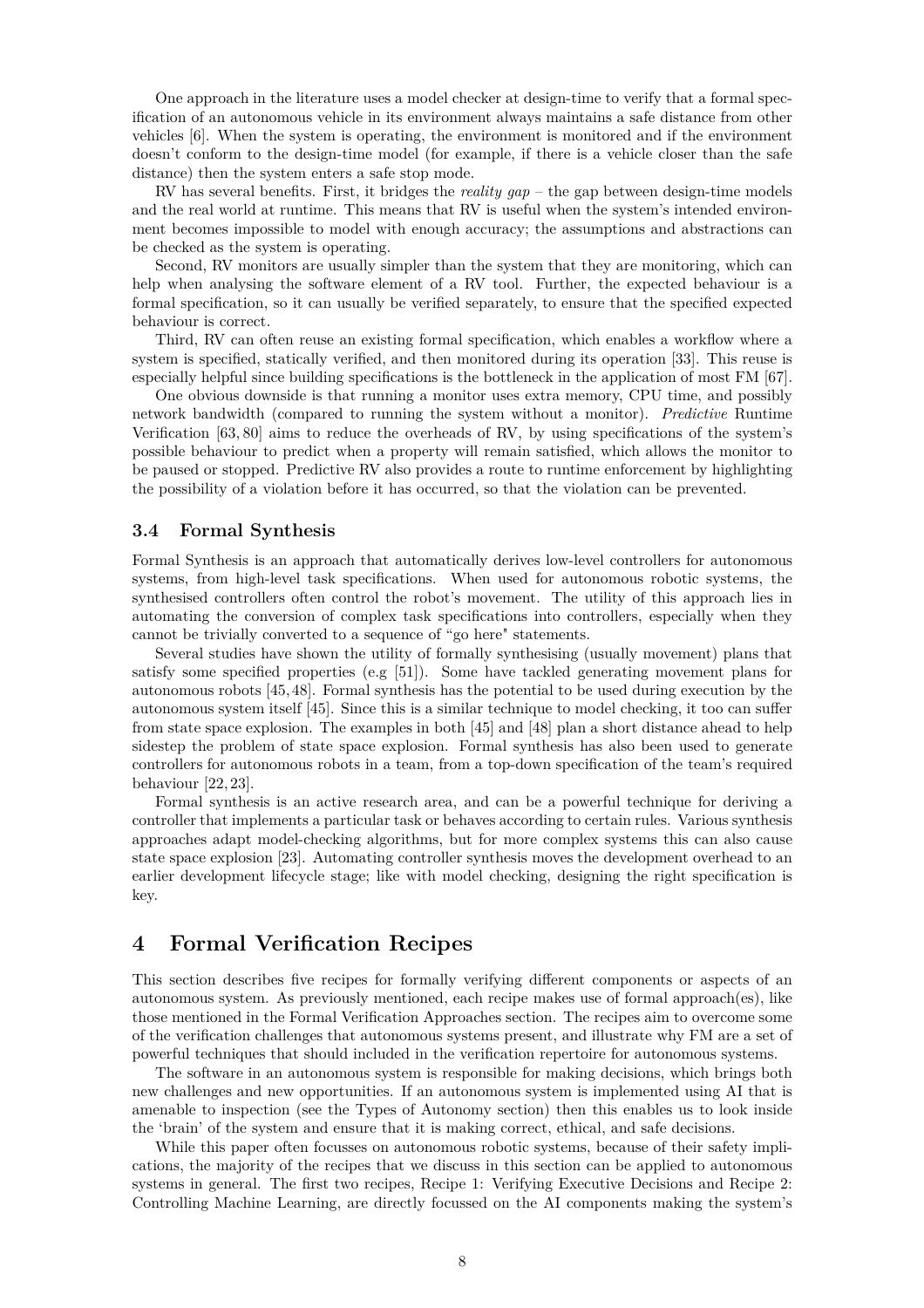One approach in the literature uses a model checker at design-time to verify that a formal specification of an autonomous vehicle in its environment always maintains a safe distance from other vehicles [6]. When the system is operating, the environment is monitored and if the environment doesn't conform to the design-time model (for example, if there is a vehicle closer than the safe distance) then the system enters a safe stop mode.

RV has several benefits. First, it bridges the *reality gap* – the gap between design-time models and the real world at runtime. This means that RV is useful when the system's intended environment becomes impossible to model with enough accuracy; the assumptions and abstractions can be checked as the system is operating.

Second, RV monitors are usually simpler than the system that they are monitoring, which can help when analysing the software element of a RV tool. Further, the expected behaviour is a formal specification, so it can usually be verified separately, to ensure that the specified expected behaviour is correct.

Third, RV can often reuse an existing formal specification, which enables a workflow where a system is specified, statically verified, and then monitored during its operation [33]. This reuse is especially helpful since building specifications is the bottleneck in the application of most FM [67].

One obvious downside is that running a monitor uses extra memory, CPU time, and possibly network bandwidth (compared to running the system without a monitor). *Predictive* Runtime Verification [63, 80] aims to reduce the overheads of RV, by using specifications of the system's possible behaviour to predict when a property will remain satisfied, which allows the monitor to be paused or stopped. Predictive RV also provides a route to runtime enforcement by highlighting the possibility of a violation before it has occurred, so that the violation can be prevented.

### 3.4 Formal Synthesis

Formal Synthesis is an approach that automatically derives low-level controllers for autonomous systems, from high-level task specifications. When used for autonomous robotic systems, the synthesised controllers often control the robot's movement. The utility of this approach lies in automating the conversion of complex task specifications into controllers, especially when they cannot be trivially converted to a sequence of "go here" statements.

Several studies have shown the utility of formally synthesising (usually movement) plans that satisfy some specified properties (e.g [51]). Some have tackled generating movement plans for autonomous robots [45, 48]. Formal synthesis has the potential to be used during execution by the autonomous system itself [45]. Since this is a similar technique to model checking, it too can suffer from state space explosion. The examples in both [45] and [48] plan a short distance ahead to help sidestep the problem of state space explosion. Formal synthesis has also been used to generate controllers for autonomous robots in a team, from a top-down specification of the team's required behaviour [22, 23].

Formal synthesis is an active research area, and can be a powerful technique for deriving a controller that implements a particular task or behaves according to certain rules. Various synthesis approaches adapt model-checking algorithms, but for more complex systems this can also cause state space explosion [23]. Automating controller synthesis moves the development overhead to an earlier development lifecycle stage; like with model checking, designing the right specification is key.

## 4 Formal Verification Recipes

This section describes five recipes for formally verifying different components or aspects of an autonomous system. As previously mentioned, each recipe makes use of formal approach(es), like those mentioned in the Formal Verification Approaches section. The recipes aim to overcome some of the verification challenges that autonomous systems present, and illustrate why FM are a set of powerful techniques that should included in the verification repertoire for autonomous systems.

The software in an autonomous system is responsible for making decisions, which brings both new challenges and new opportunities. If an autonomous system is implemented using AI that is amenable to inspection (see the Types of Autonomy section) then this enables us to look inside the 'brain' of the system and ensure that it is making correct, ethical, and safe decisions.

While this paper often focusses on autonomous robotic systems, because of their safety implications, the majority of the recipes that we discuss in this section can be applied to autonomous systems in general. The first two recipes, Recipe 1: Verifying Executive Decisions and Recipe 2: Controlling Machine Learning, are directly focussed on the AI components making the system's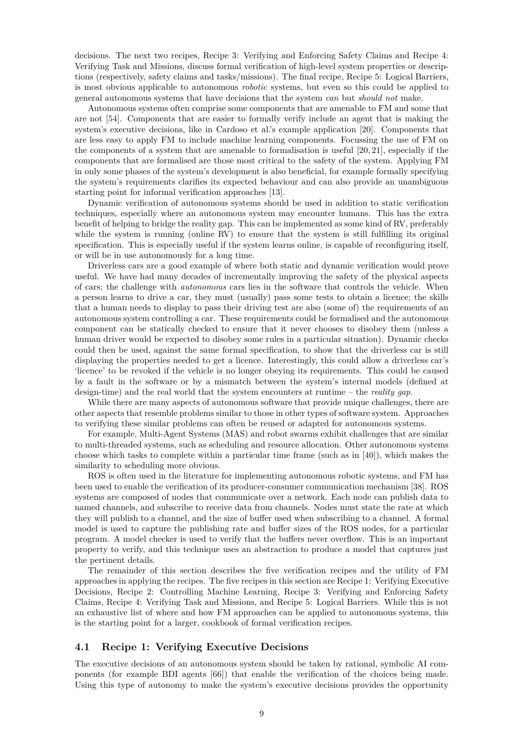decisions. The next two recipes, Recipe 3: Verifying and Enforcing Safety Claims and Recipe 4: Verifying Task and Missions, discuss formal verification of high-level system properties or descriptions (respectively, safety claims and tasks/missions). The final recipe, Recipe 5: Logical Barriers, is most obvious applicable to autonomous *robotic* systems, but even so this could be applied to general autonomous systems that have decisions that the system *can* but *should not* make.

Autonomous systems often comprise some components that are amenable to FM and some that are not [54]. Components that are easier to formally verify include an agent that is making the system's executive decisions, like in Cardoso et al.'s example application [20]. Components that are less easy to apply FM to include machine learning components. Focussing the use of FM on the components of a system that are amenable to formalisation is useful [20, 21], especially if the components that are formalised are those most critical to the safety of the system. Applying FM in only some phases of the system's development is also beneficial, for example formally specifying the system's requirements clarifies its expected behaviour and can also provide an unambiguous starting point for informal verification approaches [13].

Dynamic verification of autonomous systems should be used in addition to static verification techniques, especially where an autonomous system may encounter humans. This has the extra benefit of helping to bridge the reality gap. This can be implemented as some kind of RV, preferably while the system is running (online RV) to ensure that the system is still fulfilling its original specification. This is especially useful if the system learns online, is capable of reconfiguring itself, or will be in use autonomously for a long time.

Driverless cars are a good example of where both static and dynamic verification would prove useful. We have had many decades of incrementally improving the safety of the physical aspects of cars; the challenge with *autonomous* cars lies in the software that controls the vehicle. When a person learns to drive a car, they must (usually) pass some tests to obtain a licence; the skills that a human needs to display to pass their driving test are also (some of) the requirements of an autonomous system controlling a car. These requirements could be formalised and the autonomous component can be statically checked to ensure that it never chooses to disobey them (unless a human driver would be expected to disobey some rules in a particular situation). Dynamic checks could then be used, against the same formal specification, to show that the driverless car is still displaying the properties needed to get a licence. Interestingly, this could allow a driverless car's 'licence' to be revoked if the vehicle is no longer obeying its requirements. This could be caused by a fault in the software or by a mismatch between the system's internal models (defined at design-time) and the real world that the system encounters at runtime – the *reality gap*.

While there are many aspects of autonomous software that provide unique challenges, there are other aspects that resemble problems similar to those in other types of software system. Approaches to verifying these similar problems can often be reused or adapted for autonomous systems.

For example, Multi-Agent Systems (MAS) and robot swarms exhibit challenges that are similar to multi-threaded systems, such as scheduling and resource allocation. Other autonomous systems choose which tasks to complete within a particular time frame (such as in [40]), which makes the similarity to scheduling more obvious.

ROS is often used in the literature for implementing autonomous robotic systems, and FM has been used to enable the verification of its producer-consumer communication mechanism [38]. ROS systems are composed of nodes that communicate over a network. Each node can publish data to named channels, and subscribe to receive data from channels. Nodes must state the rate at which they will publish to a channel, and the size of buffer used when subscribing to a channel. A formal model is used to capture the publishing rate and buffer sizes of the ROS nodes, for a particular program. A model checker is used to verify that the buffers never overflow. This is an important property to verify, and this technique uses an abstraction to produce a model that captures just the pertinent details.

The remainder of this section describes the five verification recipes and the utility of FM approaches in applying the recipes. The five recipes in this section are Recipe 1: Verifying Executive Decisions, Recipe 2: Controlling Machine Learning, Recipe 3: Verifying and Enforcing Safety Claims, Recipe 4: Verifying Task and Missions, and Recipe 5: Logical Barriers. While this is not an exhaustive list of where and how FM approaches can be applied to autonomous systems, this is the starting point for a larger, cookbook of formal verification recipes.

### 4.1 Recipe 1: Verifying Executive Decisions

The executive decisions of an autonomous system should be taken by rational, symbolic AI components (for example BDI agents [66]) that enable the verification of the choices being made. Using this type of autonomy to make the system's executive decisions provides the opportunity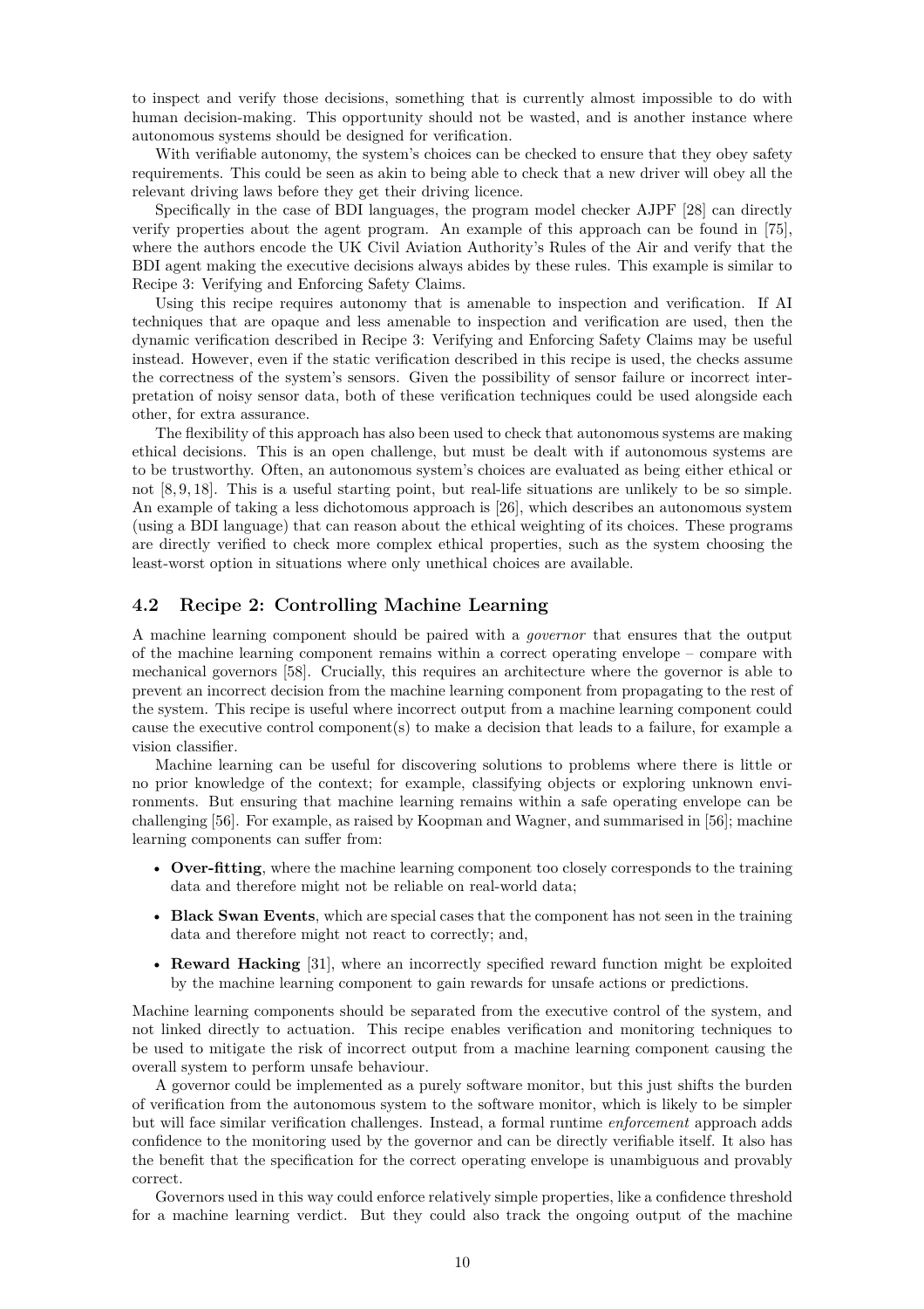to inspect and verify those decisions, something that is currently almost impossible to do with human decision-making. This opportunity should not be wasted, and is another instance where autonomous systems should be designed for verification.

With verifiable autonomy, the system's choices can be checked to ensure that they obey safety requirements. This could be seen as akin to being able to check that a new driver will obey all the relevant driving laws before they get their driving licence.

Specifically in the case of BDI languages, the program model checker AJPF [28] can directly verify properties about the agent program. An example of this approach can be found in [75], where the authors encode the UK Civil Aviation Authority's Rules of the Air and verify that the BDI agent making the executive decisions always abides by these rules. This example is similar to Recipe 3: Verifying and Enforcing Safety Claims.

Using this recipe requires autonomy that is amenable to inspection and verification. If AI techniques that are opaque and less amenable to inspection and verification are used, then the dynamic verification described in Recipe 3: Verifying and Enforcing Safety Claims may be useful instead. However, even if the static verification described in this recipe is used, the checks assume the correctness of the system's sensors. Given the possibility of sensor failure or incorrect interpretation of noisy sensor data, both of these verification techniques could be used alongside each other, for extra assurance.

The flexibility of this approach has also been used to check that autonomous systems are making ethical decisions. This is an open challenge, but must be dealt with if autonomous systems are to be trustworthy. Often, an autonomous system's choices are evaluated as being either ethical or not [8, 9, 18]. This is a useful starting point, but real-life situations are unlikely to be so simple. An example of taking a less dichotomous approach is [26], which describes an autonomous system (using a BDI language) that can reason about the ethical weighting of its choices. These programs are directly verified to check more complex ethical properties, such as the system choosing the least-worst option in situations where only unethical choices are available.

### 4.2 Recipe 2: Controlling Machine Learning

A machine learning component should be paired with a *governor* that ensures that the output of the machine learning component remains within a correct operating envelope – compare with mechanical governors [58]. Crucially, this requires an architecture where the governor is able to prevent an incorrect decision from the machine learning component from propagating to the rest of the system. This recipe is useful where incorrect output from a machine learning component could cause the executive control component(s) to make a decision that leads to a failure, for example a vision classifier.

Machine learning can be useful for discovering solutions to problems where there is little or no prior knowledge of the context; for example, classifying objects or exploring unknown environments. But ensuring that machine learning remains within a safe operating envelope can be challenging [56]. For example, as raised by Koopman and Wagner, and summarised in [56]; machine learning components can suffer from:

- **Over-fitting**, where the machine learning component too closely corresponds to the training data and therefore might not be reliable on real-world data;
- **Black Swan Events**, which are special cases that the component has not seen in the training data and therefore might not react to correctly; and,
- **Reward Hacking** [31], where an incorrectly specified reward function might be exploited by the machine learning component to gain rewards for unsafe actions or predictions.

Machine learning components should be separated from the executive control of the system, and not linked directly to actuation. This recipe enables verification and monitoring techniques to be used to mitigate the risk of incorrect output from a machine learning component causing the overall system to perform unsafe behaviour.

A governor could be implemented as a purely software monitor, but this just shifts the burden of verification from the autonomous system to the software monitor, which is likely to be simpler but will face similar verification challenges. Instead, a formal runtime *enforcement* approach adds confidence to the monitoring used by the governor and can be directly verifiable itself. It also has the benefit that the specification for the correct operating envelope is unambiguous and provably correct.

Governors used in this way could enforce relatively simple properties, like a confidence threshold for a machine learning verdict. But they could also track the ongoing output of the machine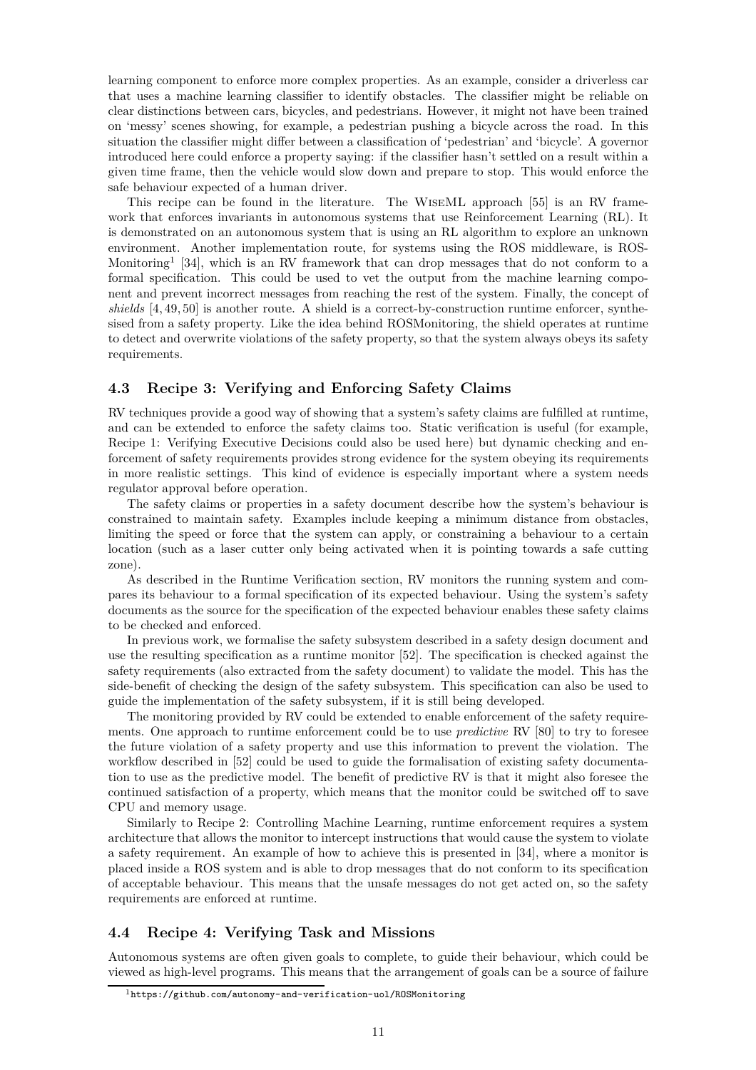learning component to enforce more complex properties. As an example, consider a driverless car that uses a machine learning classifier to identify obstacles. The classifier might be reliable on clear distinctions between cars, bicycles, and pedestrians. However, it might not have been trained on 'messy' scenes showing, for example, a pedestrian pushing a bicycle across the road. In this situation the classifier might differ between a classification of 'pedestrian' and 'bicycle'. A governor introduced here could enforce a property saying: if the classifier hasn't settled on a result within a given time frame, then the vehicle would slow down and prepare to stop. This would enforce the safe behaviour expected of a human driver.

This recipe can be found in the literature. The WiseML approach [55] is an RV framework that enforces invariants in autonomous systems that use Reinforcement Learning (RL). It is demonstrated on an autonomous system that is using an RL algorithm to explore an unknown environment. Another implementation route, for systems using the ROS middleware, is ROSMonitoring[1] [34], which is an RV framework that can drop messages that do not conform to a formal specification. This could be used to vet the output from the machine learning component and prevent incorrect messages from reaching the rest of the system. Finally, the concept of *shields* [4, 49, 50] is another route. A shield is a correct-by-construction runtime enforcer, synthesised from a safety property. Like the idea behind ROSMonitoring, the shield operates at runtime to detect and overwrite violations of the safety property, so that the system always obeys its safety requirements.

## 4.3 Recipe 3: Verifying and Enforcing Safety Claims

RV techniques provide a good way of showing that a system's safety claims are fulfilled at runtime, and can be extended to enforce the safety claims too. Static verification is useful (for example, Recipe 1: Verifying Executive Decisions could also be used here) but dynamic checking and enforcement of safety requirements provides strong evidence for the system obeying its requirements in more realistic settings. This kind of evidence is especially important where a system needs regulator approval before operation.

The safety claims or properties in a safety document describe how the system's behaviour is constrained to maintain safety. Examples include keeping a minimum distance from obstacles, limiting the speed or force that the system can apply, or constraining a behaviour to a certain location (such as a laser cutter only being activated when it is pointing towards a safe cutting zone).

As described in the Runtime Verification section, RV monitors the running system and compares its behaviour to a formal specification of its expected behaviour. Using the system's safety documents as the source for the specification of the expected behaviour enables these safety claims to be checked and enforced.

In previous work, we formalise the safety subsystem described in a safety design document and use the resulting specification as a runtime monitor [52]. The specification is checked against the safety requirements (also extracted from the safety document) to validate the model. This has the side-benefit of checking the design of the safety subsystem. This specification can also be used to guide the implementation of the safety subsystem, if it is still being developed.

The monitoring provided by RV could be extended to enable enforcement of the safety requirements. One approach to runtime enforcement could be to use *predictive* RV [80] to try to foresee the future violation of a safety property and use this information to prevent the violation. The workflow described in [52] could be used to guide the formalisation of existing safety documentation to use as the predictive model. The benefit of predictive RV is that it might also foresee the continued satisfaction of a property, which means that the monitor could be switched off to save CPU and memory usage.

Similarly to Recipe 2: Controlling Machine Learning, runtime enforcement requires a system architecture that allows the monitor to intercept instructions that would cause the system to violate a safety requirement. An example of how to achieve this is presented in [34], where a monitor is placed inside a ROS system and is able to drop messages that do not conform to its specification of acceptable behaviour. This means that the unsafe messages do not get acted on, so the safety requirements are enforced at runtime.

## 4.4 Recipe 4: Verifying Task and Missions

Autonomous systems are often given goals to complete, to guide their behaviour, which could be viewed as high-level programs. This means that the arrangement of goals can be a source of failure

[1] https://github.com/autonomy-and-verification-uol/ROSMonitoring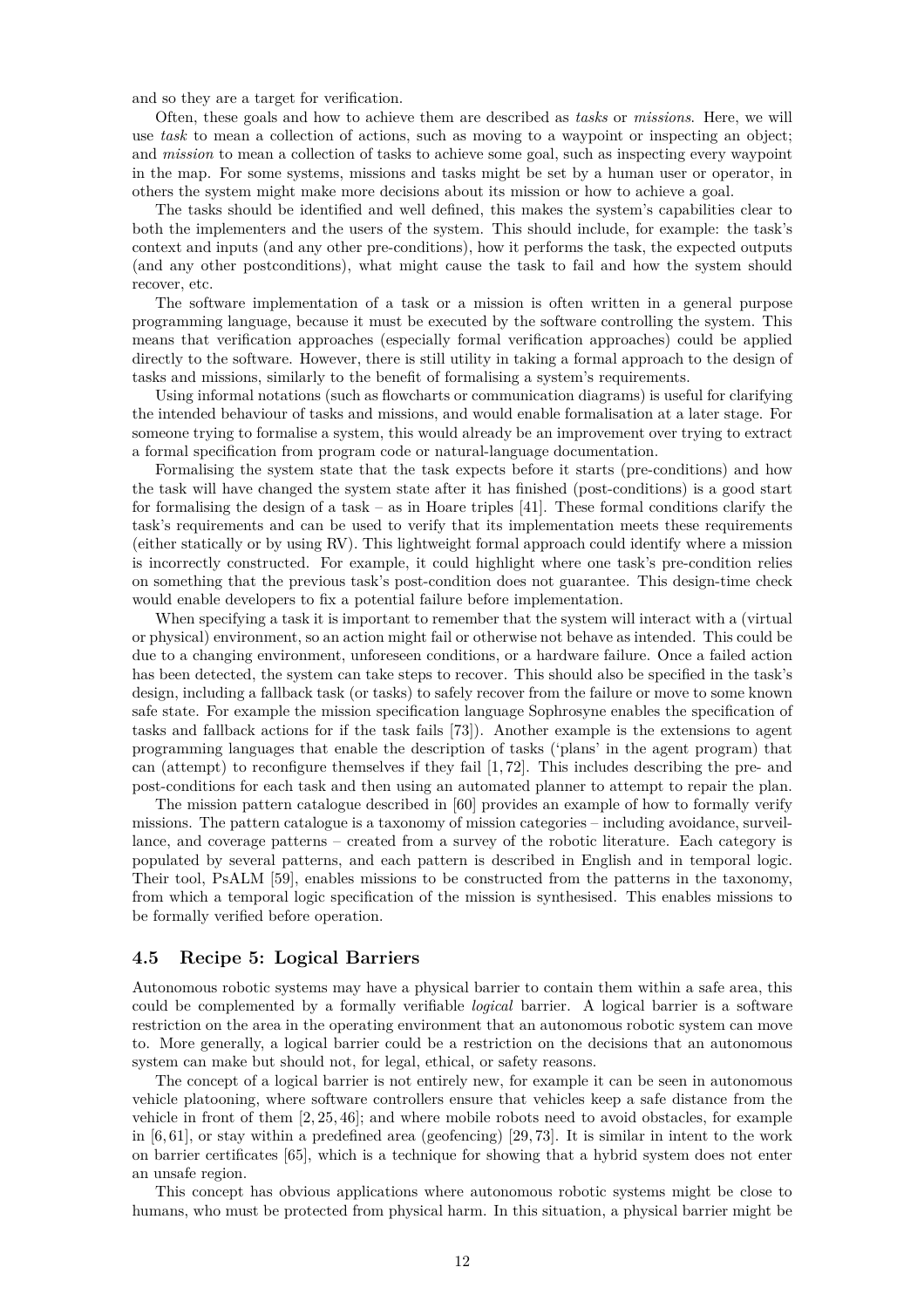and so they are a target for verification.

Often, these goals and how to achieve them are described as *tasks* or *missions*. Here, we will use *task* to mean a collection of actions, such as moving to a waypoint or inspecting an object; and *mission* to mean a collection of tasks to achieve some goal, such as inspecting every waypoint in the map. For some systems, missions and tasks might be set by a human user or operator, in others the system might make more decisions about its mission or how to achieve a goal.

The tasks should be identified and well defined, this makes the system's capabilities clear to both the implementers and the users of the system. This should include, for example: the task's context and inputs (and any other pre-conditions), how it performs the task, the expected outputs (and any other postconditions), what might cause the task to fail and how the system should recover, etc.

The software implementation of a task or a mission is often written in a general purpose programming language, because it must be executed by the software controlling the system. This means that verification approaches (especially formal verification approaches) could be applied directly to the software. However, there is still utility in taking a formal approach to the design of tasks and missions, similarly to the benefit of formalising a system's requirements.

Using informal notations (such as flowcharts or communication diagrams) is useful for clarifying the intended behaviour of tasks and missions, and would enable formalisation at a later stage. For someone trying to formalise a system, this would already be an improvement over trying to extract a formal specification from program code or natural-language documentation.

Formalising the system state that the task expects before it starts (pre-conditions) and how the task will have changed the system state after it has finished (post-conditions) is a good start for formalising the design of a task – as in Hoare triples [41]. These formal conditions clarify the task's requirements and can be used to verify that its implementation meets these requirements (either statically or by using RV). This lightweight formal approach could identify where a mission is incorrectly constructed. For example, it could highlight where one task's pre-condition relies on something that the previous task's post-condition does not guarantee. This design-time check would enable developers to fix a potential failure before implementation.

When specifying a task it is important to remember that the system will interact with a (virtual or physical) environment, so an action might fail or otherwise not behave as intended. This could be due to a changing environment, unforeseen conditions, or a hardware failure. Once a failed action has been detected, the system can take steps to recover. This should also be specified in the task's design, including a fallback task (or tasks) to safely recover from the failure or move to some known safe state. For example the mission specification language Sophrosyne enables the specification of tasks and fallback actions for if the task fails [73]). Another example is the extensions to agent programming languages that enable the description of tasks ('plans' in the agent program) that can (attempt) to reconfigure themselves if they fail [1, 72]. This includes describing the pre- and post-conditions for each task and then using an automated planner to attempt to repair the plan.

The mission pattern catalogue described in [60] provides an example of how to formally verify missions. The pattern catalogue is a taxonomy of mission categories – including avoidance, surveillance, and coverage patterns – created from a survey of the robotic literature. Each category is populated by several patterns, and each pattern is described in English and in temporal logic. Their tool, PsALM [59], enables missions to be constructed from the patterns in the taxonomy, from which a temporal logic specification of the mission is synthesised. This enables missions to be formally verified before operation.

### 4.5 Recipe 5: Logical Barriers

Autonomous robotic systems may have a physical barrier to contain them within a safe area, this could be complemented by a formally verifiable *logical* barrier. A logical barrier is a software restriction on the area in the operating environment that an autonomous robotic system can move to. More generally, a logical barrier could be a restriction on the decisions that an autonomous system can make but should not, for legal, ethical, or safety reasons.

The concept of a logical barrier is not entirely new, for example it can be seen in autonomous vehicle platooning, where software controllers ensure that vehicles keep a safe distance from the vehicle in front of them [2, 25, 46]; and where mobile robots need to avoid obstacles, for example in [6, 61], or stay within a predefined area (geofencing) [29, 73]. It is similar in intent to the work on barrier certificates [65], which is a technique for showing that a hybrid system does not enter an unsafe region.

This concept has obvious applications where autonomous robotic systems might be close to humans, who must be protected from physical harm. In this situation, a physical barrier might be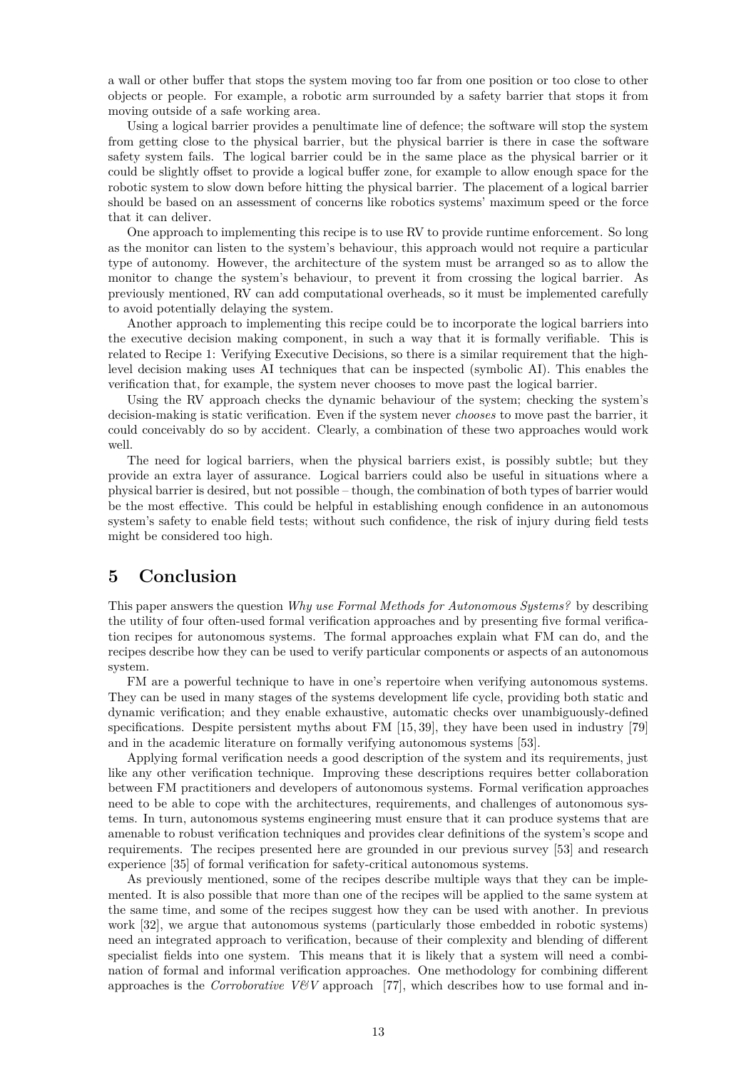a wall or other buffer that stops the system moving too far from one position or too close to other objects or people. For example, a robotic arm surrounded by a safety barrier that stops it from moving outside of a safe working area.

Using a logical barrier provides a penultimate line of defence; the software will stop the system from getting close to the physical barrier, but the physical barrier is there in case the software safety system fails. The logical barrier could be in the same place as the physical barrier or it could be slightly offset to provide a logical buffer zone, for example to allow enough space for the robotic system to slow down before hitting the physical barrier. The placement of a logical barrier should be based on an assessment of concerns like robotics systems' maximum speed or the force that it can deliver.

One approach to implementing this recipe is to use RV to provide runtime enforcement. So long as the monitor can listen to the system's behaviour, this approach would not require a particular type of autonomy. However, the architecture of the system must be arranged so as to allow the monitor to change the system's behaviour, to prevent it from crossing the logical barrier. As previously mentioned, RV can add computational overheads, so it must be implemented carefully to avoid potentially delaying the system.

Another approach to implementing this recipe could be to incorporate the logical barriers into the executive decision making component, in such a way that it is formally verifiable. This is related to Recipe 1: Verifying Executive Decisions, so there is a similar requirement that the high-level decision making uses AI techniques that can be inspected (symbolic AI). This enables the verification that, for example, the system never chooses to move past the logical barrier.

Using the RV approach checks the dynamic behaviour of the system; checking the system's decision-making is static verification. Even if the system never *chooses* to move past the barrier, it could conceivably do so by accident. Clearly, a combination of these two approaches would work well.

The need for logical barriers, when the physical barriers exist, is possibly subtle; but they provide an extra layer of assurance. Logical barriers could also be useful in situations where a physical barrier is desired, but not possible – though, the combination of both types of barrier would be the most effective. This could be helpful in establishing enough confidence in an autonomous system's safety to enable field tests; without such confidence, the risk of injury during field tests might be considered too high.

## 5 Conclusion

This paper answers the question *Why use Formal Methods for Autonomous Systems?* by describing the utility of four often-used formal verification approaches and by presenting five formal verification recipes for autonomous systems. The formal approaches explain what FM can do, and the recipes describe how they can be used to verify particular components or aspects of an autonomous system.

FM are a powerful technique to have in one's repertoire when verifying autonomous systems. They can be used in many stages of the systems development life cycle, providing both static and dynamic verification; and they enable exhaustive, automatic checks over unambiguously-defined specifications. Despite persistent myths about FM [15, 39], they have been used in industry [79] and in the academic literature on formally verifying autonomous systems [53].

Applying formal verification needs a good description of the system and its requirements, just like any other verification technique. Improving these descriptions requires better collaboration between FM practitioners and developers of autonomous systems. Formal verification approaches need to be able to cope with the architectures, requirements, and challenges of autonomous systems. In turn, autonomous systems engineering must ensure that it can produce systems that are amenable to robust verification techniques and provides clear definitions of the system's scope and requirements. The recipes presented here are grounded in our previous survey [53] and research experience [35] of formal verification for safety-critical autonomous systems.

As previously mentioned, some of the recipes describe multiple ways that they can be implemented. It is also possible that more than one of the recipes will be applied to the same system at the same time, and some of the recipes suggest how they can be used with another. In previous work [32], we argue that autonomous systems (particularly those embedded in robotic systems) need an integrated approach to verification, because of their complexity and blending of different specialist fields into one system. This means that it is likely that a system will need a combination of formal and informal verification approaches. One methodology for combining different approaches is the *Corroborative V&V* approach [77], which describes how to use formal and in-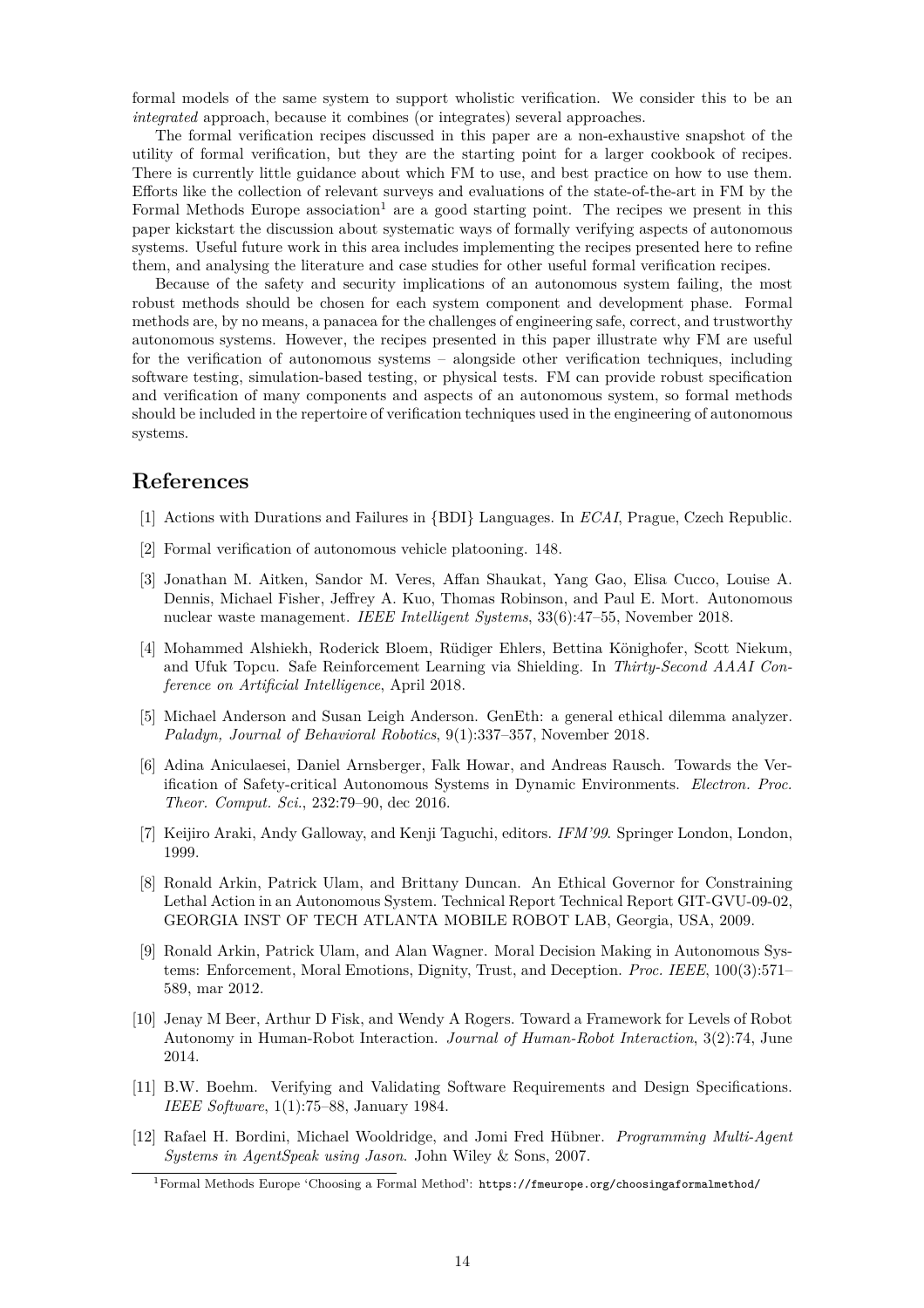formal models of the same system to support wholistic verification. We consider this to be an *integrated* approach, because it combines (or integrates) several approaches.

The formal verification recipes discussed in this paper are a non-exhaustive snapshot of the utility of formal verification, but they are the starting point for a larger cookbook of recipes. There is currently little guidance about which FM to use, and best practice on how to use them. Efforts like the collection of relevant surveys and evaluations of the state-of-the-art in FM by the Formal Methods Europe association[1] are a good starting point. The recipes we present in this paper kickstart the discussion about systematic ways of formally verifying aspects of autonomous systems. Useful future work in this area includes implementing the recipes presented here to refine them, and analysing the literature and case studies for other useful formal verification recipes.

Because of the safety and security implications of an autonomous system failing, the most robust methods should be chosen for each system component and development phase. Formal methods are, by no means, a panacea for the challenges of engineering safe, correct, and trustworthy autonomous systems. However, the recipes presented in this paper illustrate why FM are useful for the verification of autonomous systems – alongside other verification techniques, including software testing, simulation-based testing, or physical tests. FM can provide robust specification and verification of many components and aspects of an autonomous system, so formal methods should be included in the repertoire of verification techniques used in the engineering of autonomous systems.

## References

[1] Actions with Durations and Failures in {BDI} Languages. In *ECAI*, Prague, Czech Republic.

[2] Formal verification of autonomous vehicle platooning. 148.

[3] Jonathan M. Aitken, Sandor M. Veres, Affan Shaukat, Yang Gao, Elisa Cucco, Louise A. Dennis, Michael Fisher, Jeffrey A. Kuo, Thomas Robinson, and Paul E. Mort. Autonomous nuclear waste management. *IEEE Intelligent Systems*, 33(6):47–55, November 2018.

[4] Mohammed Alshiekh, Roderick Bloem, Rüdiger Ehlers, Bettina Könighofer, Scott Niekum, and Ufuk Topcu. Safe Reinforcement Learning via Shielding. In *Thirty-Second AAAI Conference on Artificial Intelligence*, April 2018.

[5] Michael Anderson and Susan Leigh Anderson. GenEth: a general ethical dilemma analyzer. *Paladyn, Journal of Behavioral Robotics*, 9(1):337–357, November 2018.

[6] Adina Aniculaesei, Daniel Arnsberger, Falk Howar, and Andreas Rausch. Towards the Verification of Safety-critical Autonomous Systems in Dynamic Environments. *Electron. Proc. Theor. Comput. Sci.*, 232:79–90, dec 2016.

[7] Keijiro Araki, Andy Galloway, and Kenji Taguchi, editors. *IFM'99*. Springer London, London, 1999.

[8] Ronald Arkin, Patrick Ulam, and Brittany Duncan. An Ethical Governor for Constraining Lethal Action in an Autonomous System. Technical Report Technical Report GIT-GVU-09-02, GEORGIA INST OF TECH ATLANTA MOBILE ROBOT LAB, Georgia, USA, 2009.

[9] Ronald Arkin, Patrick Ulam, and Alan Wagner. Moral Decision Making in Autonomous Systems: Enforcement, Moral Emotions, Dignity, Trust, and Deception. *Proc. IEEE*, 100(3):571–589, mar 2012.

[10] Jenay M Beer, Arthur D Fisk, and Wendy A Rogers. Toward a Framework for Levels of Robot Autonomy in Human-Robot Interaction. *Journal of Human-Robot Interaction*, 3(2):74, June 2014.

[11] B.W. Boehm. Verifying and Validating Software Requirements and Design Specifications. *IEEE Software*, 1(1):75–88, January 1984.

[12] Rafael H. Bordini, Michael Wooldridge, and Jomi Fred Hübner. *Programming Multi-Agent Systems in AgentSpeak using Jason*. John Wiley & Sons, 2007.

[1] Formal Methods Europe 'Choosing a Formal Method': https://fmeurope.org/choosingaformalmethod/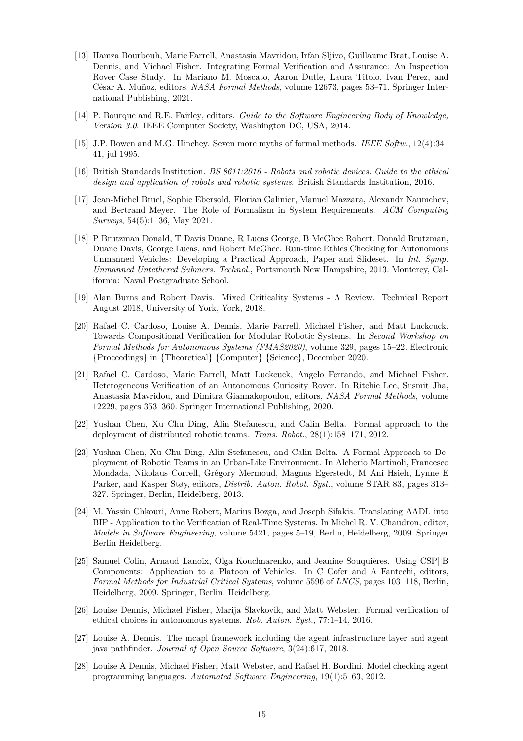[13] Hamza Bourbouh, Marie Farrell, Anastasia Mavridou, Irfan Sljivo, Guillaume Brat, Louise A. Dennis, and Michael Fisher. Integrating Formal Verification and Assurance: An Inspection Rover Case Study. In Mariano M. Moscato, Aaron Dutle, Laura Titolo, Ivan Perez, and César A. Muñoz, editors, *NASA Formal Methods*, volume 12673, pages 53–71. Springer International Publishing, 2021.

[14] P. Bourque and R.E. Fairley, editors. *Guide to the Software Engineering Body of Knowledge, Version 3.0*. IEEE Computer Society, Washington DC, USA, 2014.

[15] J.P. Bowen and M.G. Hinchey. Seven more myths of formal methods. *IEEE Softw.*, 12(4):34–41, jul 1995.

[16] British Standards Institution. *BS 8611:2016 - Robots and robotic devices. Guide to the ethical design and application of robots and robotic systems*. British Standards Institution, 2016.

[17] Jean-Michel Bruel, Sophie Ebersold, Florian Galinier, Manuel Mazzara, Alexandr Naumchev, and Bertrand Meyer. The Role of Formalism in System Requirements. *ACM Computing Surveys*, 54(5):1–36, May 2021.

[18] P Brutzman Donald, T Davis Duane, R Lucas George, B McGhee Robert, Donald Brutzman, Duane Davis, George Lucas, and Robert McGhee. Run-time Ethics Checking for Autonomous Unmanned Vehicles: Developing a Practical Approach, Paper and Slideset. In *Int. Symp. Unmanned Untethered Submers. Technol.*, Portsmouth New Hampshire, 2013. Monterey, California: Naval Postgraduate School.

[19] Alan Burns and Robert Davis. Mixed Criticality Systems - A Review. Technical Report August 2018, University of York, York, 2018.

[20] Rafael C. Cardoso, Louise A. Dennis, Marie Farrell, Michael Fisher, and Matt Luckcuck. Towards Compositional Verification for Modular Robotic Systems. In *Second Workshop on Formal Methods for Autonomous Systems (FMAS2020)*, volume 329, pages 15–22. Electronic {Proceedings} in {Theoretical} {Computer} {Science}, December 2020.

[21] Rafael C. Cardoso, Marie Farrell, Matt Luckcuck, Angelo Ferrando, and Michael Fisher. Heterogeneous Verification of an Autonomous Curiosity Rover. In Ritchie Lee, Susmit Jha, Anastasia Mavridou, and Dimitra Giannakopoulou, editors, *NASA Formal Methods*, volume 12229, pages 353–360. Springer International Publishing, 2020.

[22] Yushan Chen, Xu Chu Ding, Alin Stefanescu, and Calin Belta. Formal approach to the deployment of distributed robotic teams. *Trans. Robot.*, 28(1):158–171, 2012.

[23] Yushan Chen, Xu Chu Ding, Alin Stefanescu, and Calin Belta. A Formal Approach to Deployment of Robotic Teams in an Urban-Like Environment. In Alcherio Martinoli, Francesco Mondada, Nikolaus Correll, Grégory Mermoud, Magnus Egerstedt, M Ani Hsieh, Lynne E Parker, and Kasper Støy, editors, *Distrib. Auton. Robot. Syst.*, volume STAR 83, pages 313–327. Springer, Berlin, Heidelberg, 2013.

[24] M. Yassin Chkouri, Anne Robert, Marius Bozga, and Joseph Sifakis. Translating AADL into BIP - Application to the Verification of Real-Time Systems. In Michel R. V. Chaudron, editor, *Models in Software Engineering*, volume 5421, pages 5–19, Berlin, Heidelberg, 2009. Springer Berlin Heidelberg.

[25] Samuel Colin, Arnaud Lanoix, Olga Kouchnarenko, and Jeanine Souquières. Using CSP||B Components: Application to a Platoon of Vehicles. In C Cofer and A Fantechi, editors, *Formal Methods for Industrial Critical Systems*, volume 5596 of *LNCS*, pages 103–118, Berlin, Heidelberg, 2009. Springer, Berlin, Heidelberg.

[26] Louise Dennis, Michael Fisher, Marija Slavkovik, and Matt Webster. Formal verification of ethical choices in autonomous systems. *Rob. Auton. Syst.*, 77:1–14, 2016.

[27] Louise A. Dennis. The mcapl framework including the agent infrastructure layer and agent java pathfinder. *Journal of Open Source Software*, 3(24):617, 2018.

[28] Louise A Dennis, Michael Fisher, Matt Webster, and Rafael H. Bordini. Model checking agent programming languages. *Automated Software Engineering*, 19(1):5–63, 2012.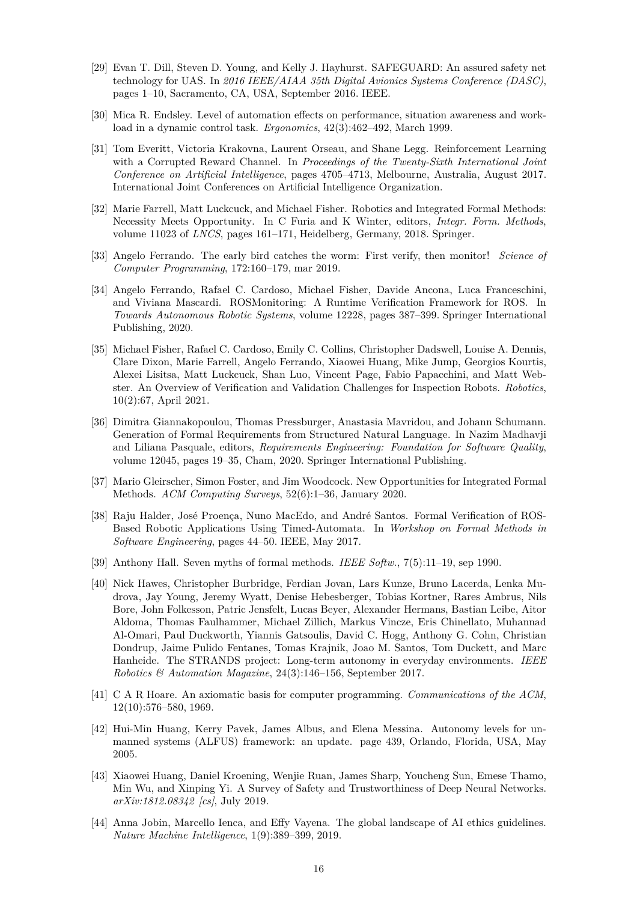[29] Evan T. Dill, Steven D. Young, and Kelly J. Hayhurst. SAFEGUARD: An assured safety net technology for UAS. In *2016 IEEE/AIAA 35th Digital Avionics Systems Conference (DASC)*, pages 1–10, Sacramento, CA, USA, September 2016. IEEE.

[30] Mica R. Endsley. Level of automation effects on performance, situation awareness and workload in a dynamic control task. *Ergonomics*, 42(3):462–492, March 1999.

[31] Tom Everitt, Victoria Krakovna, Laurent Orseau, and Shane Legg. Reinforcement Learning with a Corrupted Reward Channel. In *Proceedings of the Twenty-Sixth International Joint Conference on Artificial Intelligence*, pages 4705–4713, Melbourne, Australia, August 2017. International Joint Conferences on Artificial Intelligence Organization.

[32] Marie Farrell, Matt Luckcuck, and Michael Fisher. Robotics and Integrated Formal Methods: Necessity Meets Opportunity. In C Furia and K Winter, editors, *Integr. Form. Methods*, volume 11023 of *LNCS*, pages 161–171, Heidelberg, Germany, 2018. Springer.

[33] Angelo Ferrando. The early bird catches the worm: First verify, then monitor! *Science of Computer Programming*, 172:160–179, mar 2019.

[34] Angelo Ferrando, Rafael C. Cardoso, Michael Fisher, Davide Ancona, Luca Franceschini, and Viviana Mascardi. ROSMonitoring: A Runtime Verification Framework for ROS. In *Towards Autonomous Robotic Systems*, volume 12228, pages 387–399. Springer International Publishing, 2020.

[35] Michael Fisher, Rafael C. Cardoso, Emily C. Collins, Christopher Dadswell, Louise A. Dennis, Clare Dixon, Marie Farrell, Angelo Ferrando, Xiaowei Huang, Mike Jump, Georgios Kourtis, Alexei Lisitsa, Matt Luckcuck, Shan Luo, Vincent Page, Fabio Papacchini, and Matt Webster. An Overview of Verification and Validation Challenges for Inspection Robots. *Robotics*, 10(2):67, April 2021.

[36] Dimitra Giannakopoulou, Thomas Pressburger, Anastasia Mavridou, and Johann Schumann. Generation of Formal Requirements from Structured Natural Language. In Nazim Madhavji and Liliana Pasquale, editors, *Requirements Engineering: Foundation for Software Quality*, volume 12045, pages 19–35, Cham, 2020. Springer International Publishing.

[37] Mario Gleirscher, Simon Foster, and Jim Woodcock. New Opportunities for Integrated Formal Methods. *ACM Computing Surveys*, 52(6):1–36, January 2020.

[38] Raju Halder, José Proença, Nuno MacEdo, and André Santos. Formal Verification of ROS-Based Robotic Applications Using Timed-Automata. In *Workshop on Formal Methods in Software Engineering*, pages 44–50. IEEE, May 2017.

[39] Anthony Hall. Seven myths of formal methods. *IEEE Softw.*, 7(5):11–19, sep 1990.

[40] Nick Hawes, Christopher Burbridge, Ferdian Jovan, Lars Kunze, Bruno Lacerda, Lenka Mudrova, Jay Young, Jeremy Wyatt, Denise Hebesberger, Tobias Kortner, Rares Ambrus, Nils Bore, John Folkesson, Patric Jensfelt, Lucas Beyer, Alexander Hermans, Bastian Leibe, Aitor Aldoma, Thomas Faulhammer, Michael Zillich, Markus Vincze, Eris Chinellato, Muhannad Al-Omari, Paul Duckworth, Yiannis Gatsoulis, David C. Hogg, Anthony G. Cohn, Christian Dondrup, Jaime Pulido Fentanes, Tomas Krajnik, Joao M. Santos, Tom Duckett, and Marc Hanheide. The STRANDS project: Long-term autonomy in everyday environments. *IEEE Robotics & Automation Magazine*, 24(3):146–156, September 2017.

[41] C A R Hoare. An axiomatic basis for computer programming. *Communications of the ACM*, 12(10):576–580, 1969.

[42] Hui-Min Huang, Kerry Pavek, James Albus, and Elena Messina. Autonomy levels for unmanned systems (ALFUS) framework: an update. page 439, Orlando, Florida, USA, May 2005.

[43] Xiaowei Huang, Daniel Kroening, Wenjie Ruan, James Sharp, Youcheng Sun, Emese Thamo, Min Wu, and Xinping Yi. A Survey of Safety and Trustworthiness of Deep Neural Networks. *arXiv:1812.08342 [cs]*, July 2019.

[44] Anna Jobin, Marcello Ienca, and Effy Vayena. The global landscape of AI ethics guidelines. *Nature Machine Intelligence*, 1(9):389–399, 2019.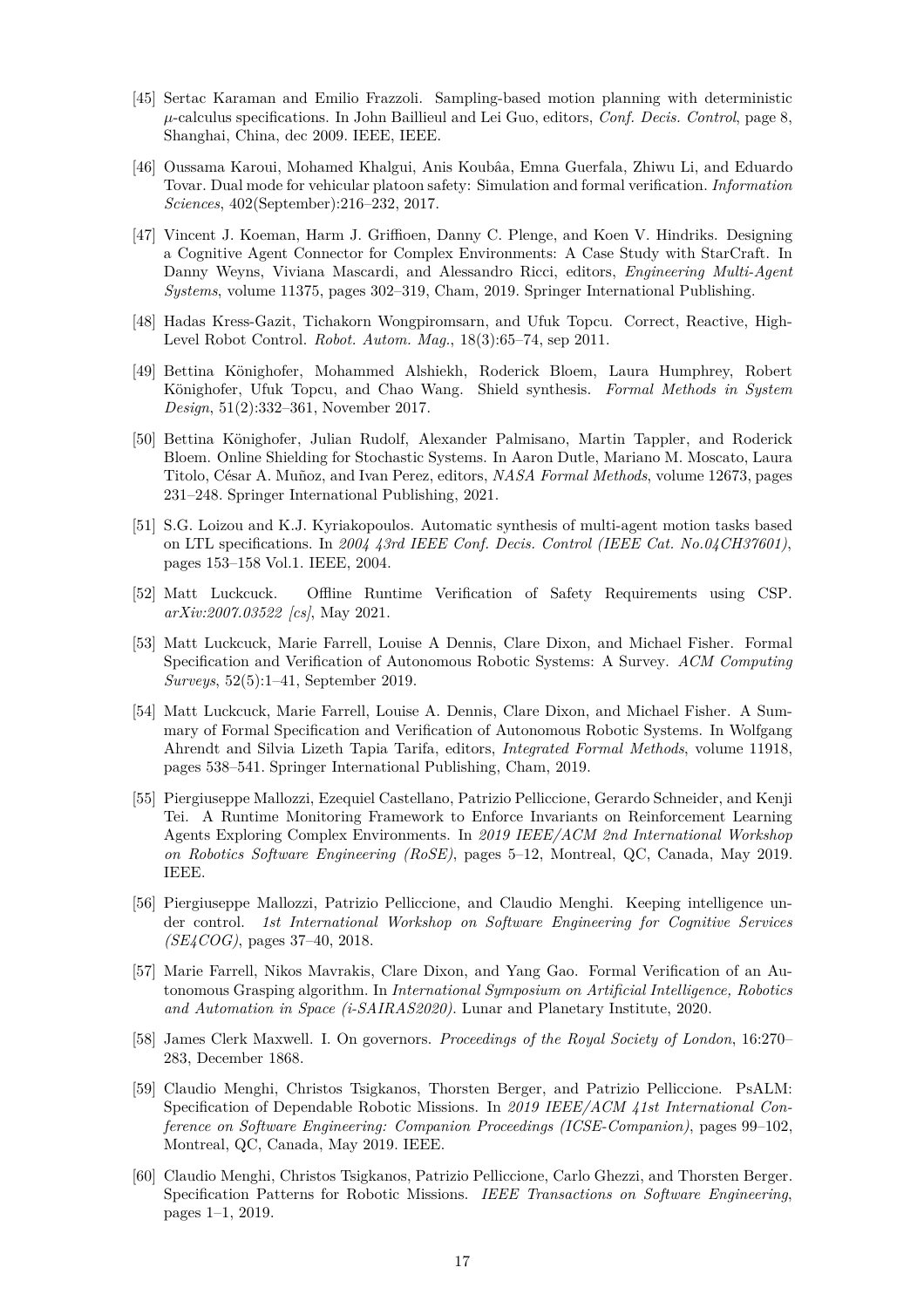- [45] Sertac Karaman and Emilio Frazzoli. Sampling-based motion planning with deterministic $\mu$-calculus specifications. In John Baillieul and Lei Guo, editors, *Conf. Decis. Control*, page 8, Shanghai, China, dec 2009. IEEE, IEEE.
- [46] Oussama Karoui, Mohamed Khalgui, Anis Koubâa, Emna Guerfala, Zhiwu Li, and Eduardo Tovar. Dual mode for vehicular platoon safety: Simulation and formal verification. *Information Sciences*, 402(September):216–232, 2017.
- [47] Vincent J. Koeman, Harm J. Griffioen, Danny C. Plenge, and Koen V. Hindriks. Designing a Cognitive Agent Connector for Complex Environments: A Case Study with StarCraft. In Danny Weyns, Viviana Mascardi, and Alessandro Ricci, editors, *Engineering Multi-Agent Systems*, volume 11375, pages 302–319, Cham, 2019. Springer International Publishing.
- [48] Hadas Kress-Gazit, Tichakorn Wongpiromsarn, and Ufuk Topcu. Correct, Reactive, High-Level Robot Control. *Robot. Autom. Mag.*, 18(3):65–74, sep 2011.
- [49] Bettina Könighofer, Mohammed Alshiekh, Roderick Bloem, Laura Humphrey, Robert Könighofer, Ufuk Topcu, and Chao Wang. Shield synthesis. *Formal Methods in System Design*, 51(2):332–361, November 2017.
- [50] Bettina Könighofer, Julian Rudolf, Alexander Palmisano, Martin Tappler, and Roderick Bloem. Online Shielding for Stochastic Systems. In Aaron Dutle, Mariano M. Moscato, Laura Titolo, César A. Muñoz, and Ivan Perez, editors, *NASA Formal Methods*, volume 12673, pages 231–248. Springer International Publishing, 2021.
- [51] S.G. Loizou and K.J. Kyriakopoulos. Automatic synthesis of multi-agent motion tasks based on LTL specifications. In *2004 43rd IEEE Conf. Decis. Control (IEEE Cat. No.04CH37601)*, pages 153–158 Vol.1. IEEE, 2004.
- [52] Matt Luckcuck. Offline Runtime Verification of Safety Requirements using CSP. *arXiv:2007.03522 [cs]*, May 2021.
- [53] Matt Luckcuck, Marie Farrell, Louise A Dennis, Clare Dixon, and Michael Fisher. Formal Specification and Verification of Autonomous Robotic Systems: A Survey. *ACM Computing Surveys*, 52(5):1–41, September 2019.
- [54] Matt Luckcuck, Marie Farrell, Louise A. Dennis, Clare Dixon, and Michael Fisher. A Summary of Formal Specification and Verification of Autonomous Robotic Systems. In Wolfgang Ahrendt and Silvia Lizeth Tapia Tarifa, editors, *Integrated Formal Methods*, volume 11918, pages 538–541. Springer International Publishing, Cham, 2019.
- [55] Piergiuseppe Mallozzi, Ezequiel Castellano, Patrizio Pelliccione, Gerardo Schneider, and Kenji Tei. A Runtime Monitoring Framework to Enforce Invariants on Reinforcement Learning Agents Exploring Complex Environments. In *2019 IEEE/ACM 2nd International Workshop on Robotics Software Engineering (RoSE)*, pages 5–12, Montreal, QC, Canada, May 2019. IEEE.
- [56] Piergiuseppe Mallozzi, Patrizio Pelliccione, and Claudio Menghi. Keeping intelligence under control. *1st International Workshop on Software Engineering for Cognitive Services (SE4COG)*, pages 37–40, 2018.
- [57] Marie Farrell, Nikos Mavrakis, Clare Dixon, and Yang Gao. Formal Verification of an Autonomous Grasping algorithm. In *International Symposium on Artificial Intelligence, Robotics and Automation in Space (i-SAIRAS2020)*. Lunar and Planetary Institute, 2020.
- [58] James Clerk Maxwell. I. On governors. *Proceedings of the Royal Society of London*, 16:270–283, December 1868.
- [59] Claudio Menghi, Christos Tsigkanos, Thorsten Berger, and Patrizio Pelliccione. PsALM: Specification of Dependable Robotic Missions. In *2019 IEEE/ACM 41st International Conference on Software Engineering: Companion Proceedings (ICSE-Companion)*, pages 99–102, Montreal, QC, Canada, May 2019. IEEE.
- [60] Claudio Menghi, Christos Tsigkanos, Patrizio Pelliccione, Carlo Ghezzi, and Thorsten Berger. Specification Patterns for Robotic Missions. *IEEE Transactions on Software Engineering*, pages 1–1, 2019.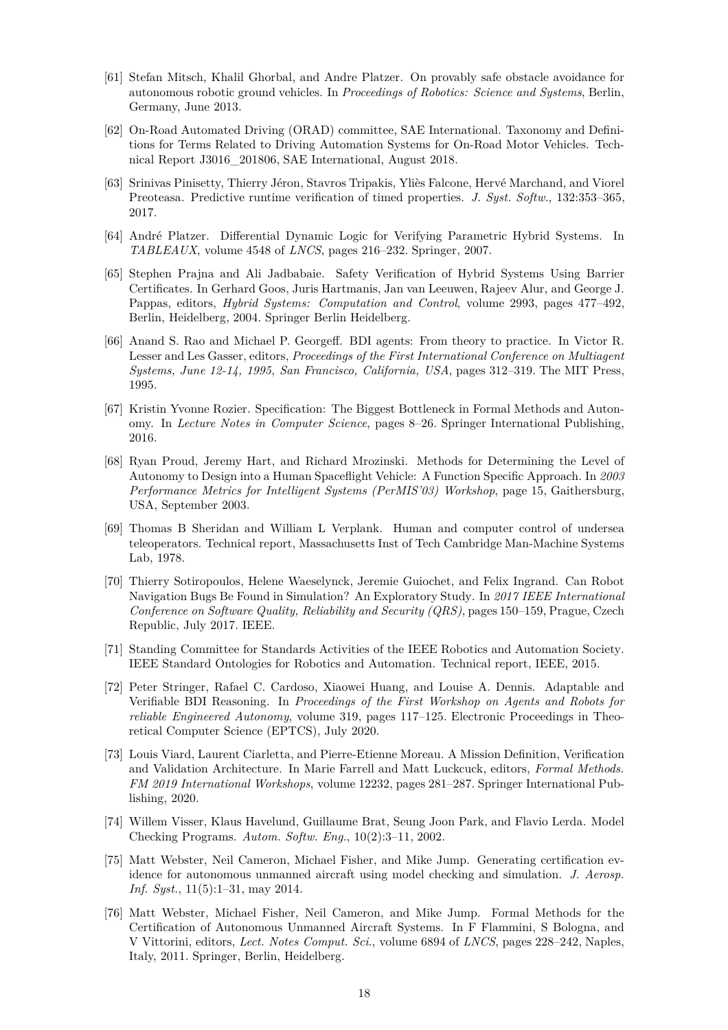[61] Stefan Mitsch, Khalil Ghorbal, and Andre Platzer. On provably safe obstacle avoidance for autonomous robotic ground vehicles. In *Proceedings of Robotics: Science and Systems*, Berlin, Germany, June 2013.

[62] On-Road Automated Driving (ORAD) committee, SAE International. Taxonomy and Definitions for Terms Related to Driving Automation Systems for On-Road Motor Vehicles. Technical Report J3016_201806, SAE International, August 2018.

[63] Srinivas Pinisetty, Thierry Jéron, Stavros Tripakis, Yliès Falcone, Hervé Marchand, and Viorel Preoteasa. Predictive runtime verification of timed properties. *J. Syst. Softw.*, 132:353–365, 2017.

[64] André Platzer. Differential Dynamic Logic for Verifying Parametric Hybrid Systems. In *TABLEAUX*, volume 4548 of *LNCS*, pages 216–232. Springer, 2007.

[65] Stephen Prajna and Ali Jadbabaie. Safety Verification of Hybrid Systems Using Barrier Certificates. In Gerhard Goos, Juris Hartmanis, Jan van Leeuwen, Rajeev Alur, and George J. Pappas, editors, *Hybrid Systems: Computation and Control*, volume 2993, pages 477–492, Berlin, Heidelberg, 2004. Springer Berlin Heidelberg.

[66] Anand S. Rao and Michael P. Georgeff. BDI agents: From theory to practice. In Victor R. Lesser and Les Gasser, editors, *Proceedings of the First International Conference on Multiagent Systems, June 12-14, 1995, San Francisco, California, USA*, pages 312–319. The MIT Press, 1995.

[67] Kristin Yvonne Rozier. Specification: The Biggest Bottleneck in Formal Methods and Autonomy. In *Lecture Notes in Computer Science*, pages 8–26. Springer International Publishing, 2016.

[68] Ryan Proud, Jeremy Hart, and Richard Mrozinski. Methods for Determining the Level of Autonomy to Design into a Human Spaceflight Vehicle: A Function Specific Approach. In *2003 Performance Metrics for Intelligent Systems (PerMIS'03) Workshop*, page 15, Gaithersburg, USA, September 2003.

[69] Thomas B Sheridan and William L Verplank. Human and computer control of undersea teleoperators. Technical report, Massachusetts Inst of Tech Cambridge Man-Machine Systems Lab, 1978.

[70] Thierry Sotiropoulos, Helene Waeselynck, Jeremie Guiochet, and Felix Ingrand. Can Robot Navigation Bugs Be Found in Simulation? An Exploratory Study. In *2017 IEEE International Conference on Software Quality, Reliability and Security (QRS)*, pages 150–159, Prague, Czech Republic, July 2017. IEEE.

[71] Standing Committee for Standards Activities of the IEEE Robotics and Automation Society. IEEE Standard Ontologies for Robotics and Automation. Technical report, IEEE, 2015.

[72] Peter Stringer, Rafael C. Cardoso, Xiaowei Huang, and Louise A. Dennis. Adaptable and Verifiable BDI Reasoning. In *Proceedings of the First Workshop on Agents and Robots for reliable Engineered Autonomy*, volume 319, pages 117–125. Electronic Proceedings in Theoretical Computer Science (EPTCS), July 2020.

[73] Louis Viard, Laurent Ciarletta, and Pierre-Etienne Moreau. A Mission Definition, Verification and Validation Architecture. In Marie Farrell and Matt Luckcuck, editors, *Formal Methods. FM 2019 International Workshops*, volume 12232, pages 281–287. Springer International Publishing, 2020.

[74] Willem Visser, Klaus Havelund, Guillaume Brat, Seung Joon Park, and Flavio Lerda. Model Checking Programs. *Autom. Softw. Eng.*, 10(2):3–11, 2002.

[75] Matt Webster, Neil Cameron, Michael Fisher, and Mike Jump. Generating certification evidence for autonomous unmanned aircraft using model checking and simulation. *J. Aerosp. Inf. Syst.*, 11(5):1–31, may 2014.

[76] Matt Webster, Michael Fisher, Neil Cameron, and Mike Jump. Formal Methods for the Certification of Autonomous Unmanned Aircraft Systems. In F Flammini, S Bologna, and V Vittorini, editors, *Lect. Notes Comput. Sci.*, volume 6894 of *LNCS*, pages 228–242, Naples, Italy, 2011. Springer, Berlin, Heidelberg.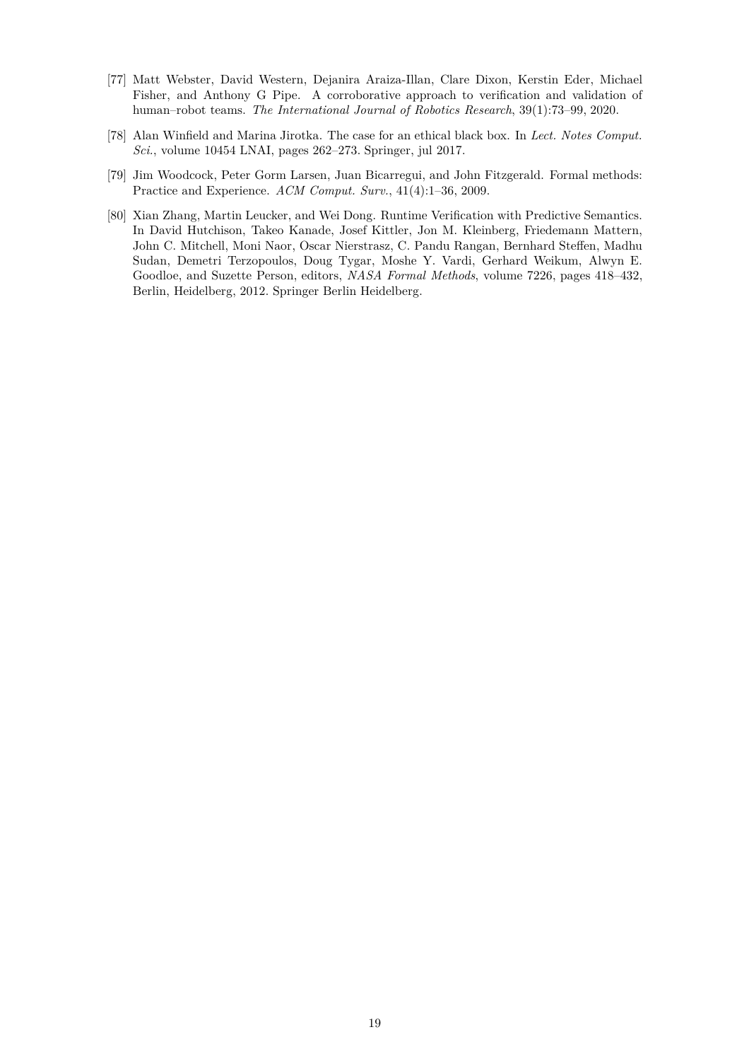[77] Matt Webster, David Western, Dejanira Araiza-Illan, Clare Dixon, Kerstin Eder, Michael Fisher, and Anthony G Pipe. A corroborative approach to verification and validation of human–robot teams. *The International Journal of Robotics Research*, 39(1):73–99, 2020.

[78] Alan Winfield and Marina Jirotka. The case for an ethical black box. In *Lect. Notes Comput. Sci.*, volume 10454 LNAI, pages 262–273. Springer, jul 2017.

[79] Jim Woodcock, Peter Gorm Larsen, Juan Bicarregui, and John Fitzgerald. Formal methods: Practice and Experience. *ACM Comput. Surv.*, 41(4):1–36, 2009.

[80] Xian Zhang, Martin Leucker, and Wei Dong. Runtime Verification with Predictive Semantics. In David Hutchison, Takeo Kanade, Josef Kittler, Jon M. Kleinberg, Friedemann Mattern, John C. Mitchell, Moni Naor, Oscar Nierstrasz, C. Pandu Rangan, Bernhard Steffen, Madhu Sudan, Demetri Terzopoulos, Doug Tygar, Moshe Y. Vardi, Gerhard Weikum, Alwyn E. Goodloe, and Suzette Person, editors, *NASA Formal Methods*, volume 7226, pages 418–432, Berlin, Heidelberg, 2012. Springer Berlin Heidelberg.